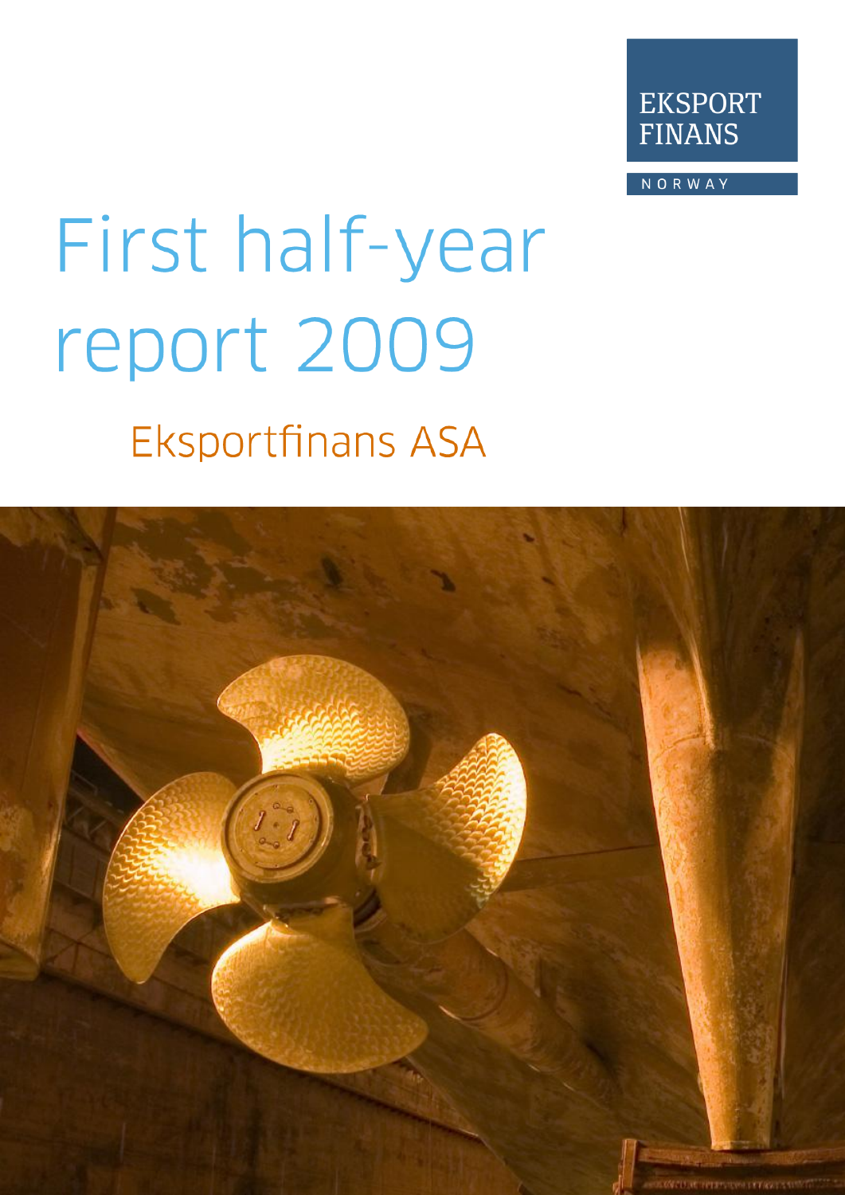EKSPORT FINANS

NORWAY

# First half-year report 2009

## Eksportfinans ASA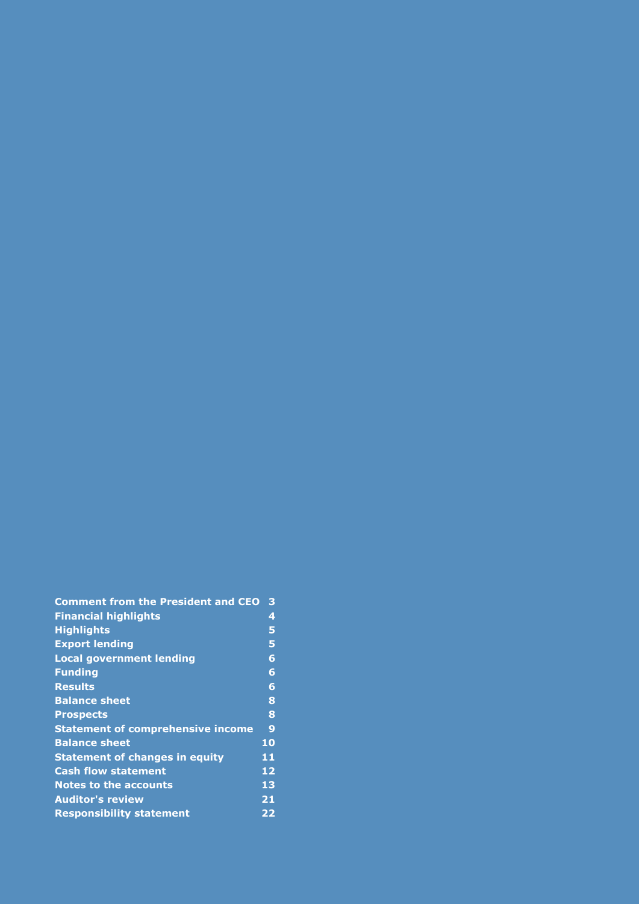| | |
|---|---|
| **Comment from the President and CEO** | **3** |
| **Financial highlights** | **4** |
| **Highlights** | **5** |
| **Export lending** | **5** |
| **Local government lending** | **6** |
| **Funding** | **6** |
| **Results** | **6** |
| **Balance sheet** | **8** |
| **Prospects** | **8** |
| **Statement of comprehensive income** | **9** |
| **Balance sheet** | **10** |
| **Statement of changes in equity** | **11** |
| **Cash flow statement** | **12** |
| **Notes to the accounts** | **13** |
| **Auditor's review** | **21** |
| **Responsibility statement** | **22** |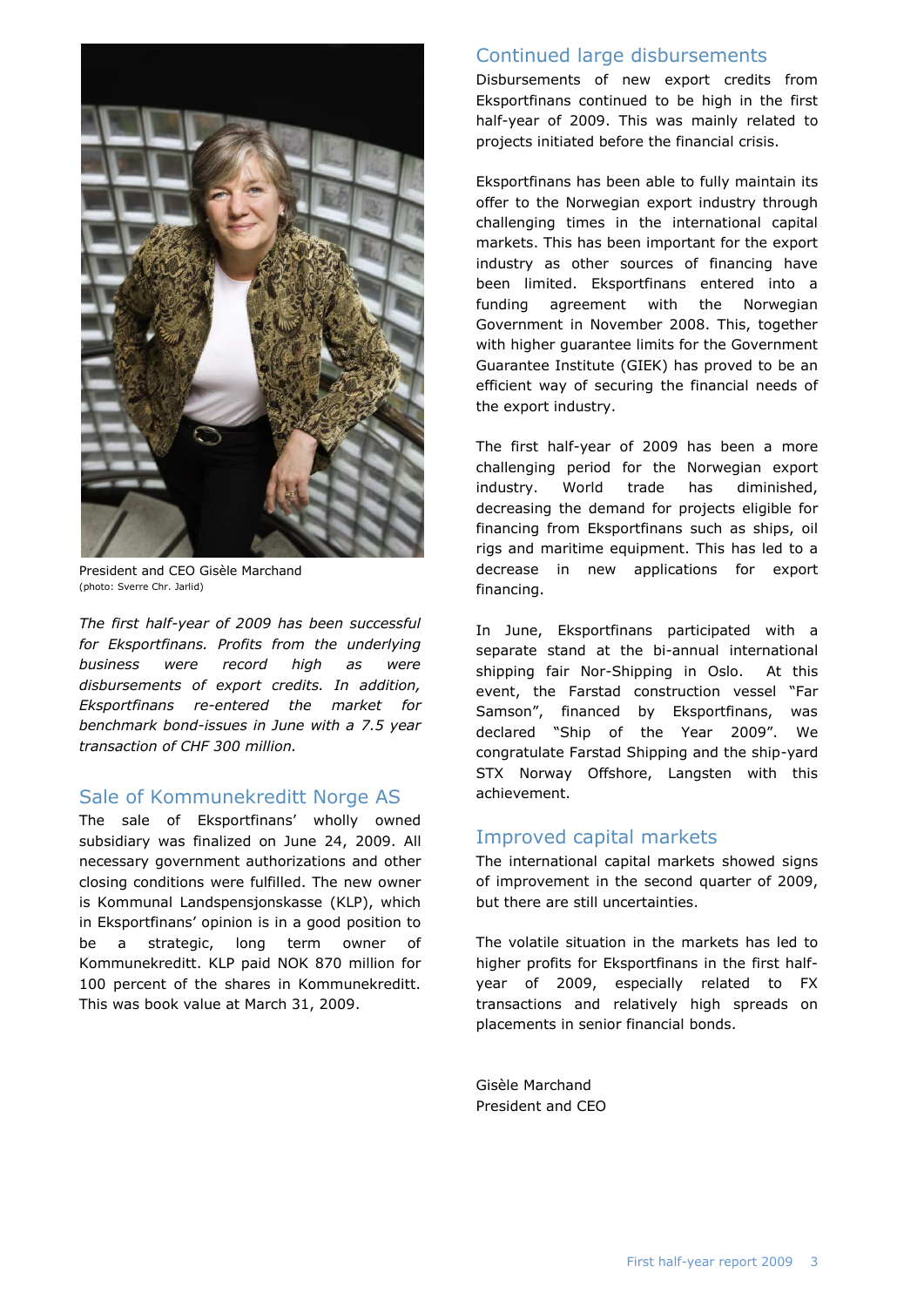President and CEO Gisèle Marchand
(photo: Sverre Chr. Jarlid)

*The first half-year of 2009 has been successful for Eksportfinans. Profits from the underlying business were record high as were disbursements of export credits. In addition, Eksportfinans re-entered the market for benchmark bond-issues in June with a 7.5 year transaction of CHF 300 million.*

## Sale of Kommunekreditt Norge AS

The sale of Eksportfinans' wholly owned subsidiary was finalized on June 24, 2009. All necessary government authorizations and other closing conditions were fulfilled. The new owner is Kommunal Landspensjonskasse (KLP), which in Eksportfinans' opinion is in a good position to be a strategic, long term owner of Kommunekreditt. KLP paid NOK 870 million for 100 percent of the shares in Kommunekreditt. This was book value at March 31, 2009.

## Continued large disbursements

Disbursements of new export credits from Eksportfinans continued to be high in the first half-year of 2009. This was mainly related to projects initiated before the financial crisis.

Eksportfinans has been able to fully maintain its offer to the Norwegian export industry through challenging times in the international capital markets. This has been important for the export industry as other sources of financing have been limited. Eksportfinans entered into a funding agreement with the Norwegian Government in November 2008. This, together with higher guarantee limits for the Government Guarantee Institute (GIEK) has proved to be an efficient way of securing the financial needs of the export industry.

The first half-year of 2009 has been a more challenging period for the Norwegian export industry. World trade has diminished, decreasing the demand for projects eligible for financing from Eksportfinans such as ships, oil rigs and maritime equipment. This has led to a decrease in new applications for export financing.

In June, Eksportfinans participated with a separate stand at the bi-annual international shipping fair Nor-Shipping in Oslo. At this event, the Farstad construction vessel "Far Samson", financed by Eksportfinans, was declared "Ship of the Year 2009". We congratulate Farstad Shipping and the ship-yard STX Norway Offshore, Langsten with this achievement.

## Improved capital markets

The international capital markets showed signs of improvement in the second quarter of 2009, but there are still uncertainties.

The volatile situation in the markets has led to higher profits for Eksportfinans in the first half-year of 2009, especially related to FX transactions and relatively high spreads on placements in senior financial bonds.

Gisèle Marchand
President and CEO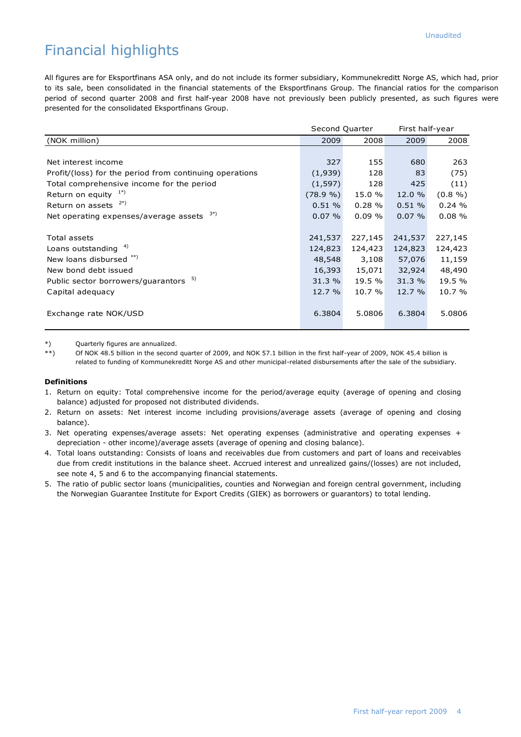Unaudited

# Financial highlights

All figures are for Eksportfinans ASA only, and do not include its former subsidiary, Kommunekreditt Norge AS, which had, prior to its sale, been consolidated in the financial statements of the Eksportfinans Group. The financial ratios for the comparison period of second quarter 2008 and first half-year 2008 have not previously been publicly presented, as such figures were presented for the consolidated Eksportfinans Group.

| | Second Quarter | | First half-year | |
|---|---|---|---|---|
| (NOK million) | 2009 | 2008 | 2009 | 2008 |
| Net interest income | 327 | 155 | 680 | 263 |
| Profit/(loss) for the period from continuing operations | (1,939) | 128 | 83 | (75) |
| Total comprehensive income for the period | (1,597) | 128 | 425 | (11) |
| Return on equity [1*)] | (78.9 %) | 15.0 % | 12.0 % | (0.8 %) |
| Return on assets [2*)] | 0.51 % | 0.28 % | 0.51 % | 0.24 % |
| Net operating expenses/average assets [3*)] | 0.07 % | 0.09 % | 0.07 % | 0.08 % |
| Total assets | 241,537 | 227,145 | 241,537 | 227,145 |
| Loans outstanding [4)] | 124,823 | 124,423 | 124,823 | 124,423 |
| New loans disbursed [**)] | 48,548 | 3,108 | 57,076 | 11,159 |
| New bond debt issued | 16,393 | 15,071 | 32,924 | 48,490 |
| Public sector borrowers/guarantors [5)] | 31.3 % | 19.5 % | 31.3 % | 19.5 % |
| Capital adequacy | 12.7 % | 10.7 % | 12.7 % | 10.7 % |
| Exchange rate NOK/USD | 6.3804 | 5.0806 | 6.3804 | 5.0806 |

*) Quarterly figures are annualized.

**) Of NOK 48.5 billion in the second quarter of 2009, and NOK 57.1 billion in the first half-year of 2009, NOK 45.4 billion is related to funding of Kommunekreditt Norge AS and other municipal-related disbursements after the sale of the subsidiary.

**Definitions**

1. Return on equity: Total comprehensive income for the period/average equity (average of opening and closing balance) adjusted for proposed not distributed dividends.
2. Return on assets: Net interest income including provisions/average assets (average of opening and closing balance).
3. Net operating expenses/average assets: Net operating expenses (administrative and operating expenses + depreciation - other income)/average assets (average of opening and closing balance).
4. Total loans outstanding: Consists of loans and receivables due from customers and part of loans and receivables due from credit institutions in the balance sheet. Accrued interest and unrealized gains/(losses) are not included, see note 4, 5 and 6 to the accompanying financial statements.
5. The ratio of public sector loans (municipalities, counties and Norwegian and foreign central government, including the Norwegian Guarantee Institute for Export Credits (GIEK) as borrowers or guarantors) to total lending.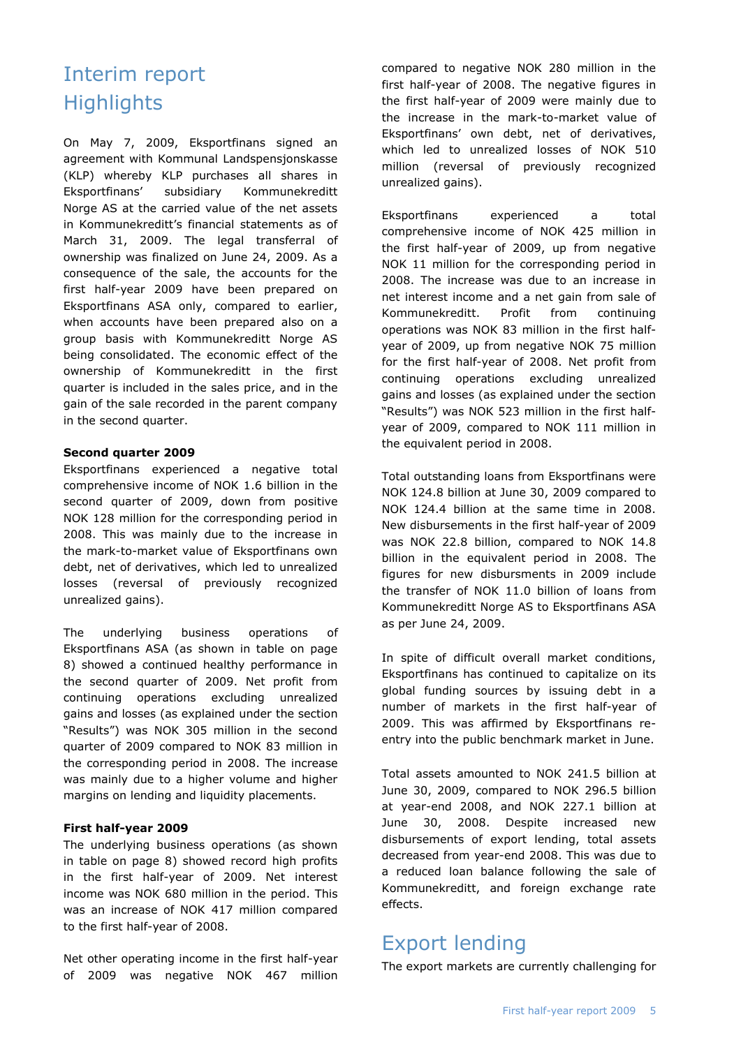# Interim report
# Highlights

On May 7, 2009, Eksportfinans signed an agreement with Kommunal Landspensjonskasse (KLP) whereby KLP purchases all shares in Eksportfinans' subsidiary Kommunekreditt Norge AS at the carried value of the net assets in Kommunekreditt's financial statements as of March 31, 2009. The legal transferral of ownership was finalized on June 24, 2009. As a consequence of the sale, the accounts for the first half-year 2009 have been prepared on Eksportfinans ASA only, compared to earlier, when accounts have been prepared also on a group basis with Kommunekreditt Norge AS being consolidated. The economic effect of the ownership of Kommunekreditt in the first quarter is included in the sales price, and in the gain of the sale recorded in the parent company in the second quarter.

**Second quarter 2009**

Eksportfinans experienced a negative total comprehensive income of NOK 1.6 billion in the second quarter of 2009, down from positive NOK 128 million for the corresponding period in 2008. This was mainly due to the increase in the mark-to-market value of Eksportfinans own debt, net of derivatives, which led to unrealized losses (reversal of previously recognized unrealized gains).

The underlying business operations of Eksportfinans ASA (as shown in table on page 8) showed a continued healthy performance in the second quarter of 2009. Net profit from continuing operations excluding unrealized gains and losses (as explained under the section "Results") was NOK 305 million in the second quarter of 2009 compared to NOK 83 million in the corresponding period in 2008. The increase was mainly due to a higher volume and higher margins on lending and liquidity placements.

**First half-year 2009**

The underlying business operations (as shown in table on page 8) showed record high profits in the first half-year of 2009. Net interest income was NOK 680 million in the period. This was an increase of NOK 417 million compared to the first half-year of 2008.

Net other operating income in the first half-year of 2009 was negative NOK 467 million compared to negative NOK 280 million in the first half-year of 2008. The negative figures in the first half-year of 2009 were mainly due to the increase in the mark-to-market value of Eksportfinans' own debt, net of derivatives, which led to unrealized losses of NOK 510 million (reversal of previously recognized unrealized gains).

Eksportfinans experienced a total comprehensive income of NOK 425 million in the first half-year of 2009, up from negative NOK 11 million for the corresponding period in 2008. The increase was due to an increase in net interest income and a net gain from sale of Kommunekreditt. Profit from continuing operations was NOK 83 million in the first half-year of 2009, up from negative NOK 75 million for the first half-year of 2008. Net profit from continuing operations excluding unrealized gains and losses (as explained under the section "Results") was NOK 523 million in the first half-year of 2009, compared to NOK 111 million in the equivalent period in 2008.

Total outstanding loans from Eksportfinans were NOK 124.8 billion at June 30, 2009 compared to NOK 124.4 billion at the same time in 2008. New disbursements in the first half-year of 2009 was NOK 22.8 billion, compared to NOK 14.8 billion in the equivalent period in 2008. The figures for new disbursments in 2009 include the transfer of NOK 11.0 billion of loans from Kommunekreditt Norge AS to Eksportfinans ASA as per June 24, 2009.

In spite of difficult overall market conditions, Eksportfinans has continued to capitalize on its global funding sources by issuing debt in a number of markets in the first half-year of 2009. This was affirmed by Eksportfinans re-entry into the public benchmark market in June.

Total assets amounted to NOK 241.5 billion at June 30, 2009, compared to NOK 296.5 billion at year-end 2008, and NOK 227.1 billion at June 30, 2008. Despite increased new disbursements of export lending, total assets decreased from year-end 2008. This was due to a reduced loan balance following the sale of Kommunekreditt, and foreign exchange rate effects.

# Export lending

The export markets are currently challenging for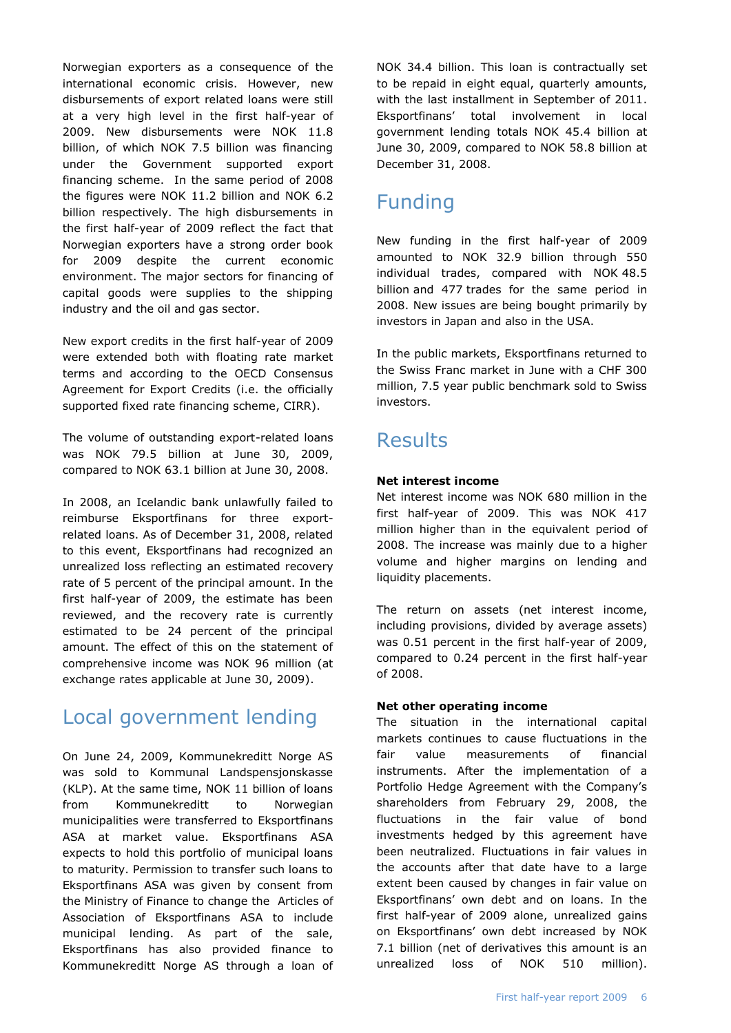Norwegian exporters as a consequence of the international economic crisis. However, new disbursements of export related loans were still at a very high level in the first half-year of 2009. New disbursements were NOK 11.8 billion, of which NOK 7.5 billion was financing under the Government supported export financing scheme. In the same period of 2008 the figures were NOK 11.2 billion and NOK 6.2 billion respectively. The high disbursements in the first half-year of 2009 reflect the fact that Norwegian exporters have a strong order book for 2009 despite the current economic environment. The major sectors for financing of capital goods were supplies to the shipping industry and the oil and gas sector.

New export credits in the first half-year of 2009 were extended both with floating rate market terms and according to the OECD Consensus Agreement for Export Credits (i.e. the officially supported fixed rate financing scheme, CIRR).

The volume of outstanding export-related loans was NOK 79.5 billion at June 30, 2009, compared to NOK 63.1 billion at June 30, 2008.

In 2008, an Icelandic bank unlawfully failed to reimburse Eksportfinans for three export-related loans. As of December 31, 2008, related to this event, Eksportfinans had recognized an unrealized loss reflecting an estimated recovery rate of 5 percent of the principal amount. In the first half-year of 2009, the estimate has been reviewed, and the recovery rate is currently estimated to be 24 percent of the principal amount. The effect of this on the statement of comprehensive income was NOK 96 million (at exchange rates applicable at June 30, 2009).

# Local government lending

On June 24, 2009, Kommunekreditt Norge AS was sold to Kommunal Landspensjonskasse (KLP). At the same time, NOK 11 billion of loans from Kommunekreditt to Norwegian municipalities were transferred to Eksportfinans ASA at market value. Eksportfinans ASA expects to hold this portfolio of municipal loans to maturity. Permission to transfer such loans to Eksportfinans ASA was given by consent from the Ministry of Finance to change the Articles of Association of Eksportfinans ASA to include municipal lending. As part of the sale, Eksportfinans has also provided finance to Kommunekreditt Norge AS through a loan of NOK 34.4 billion. This loan is contractually set to be repaid in eight equal, quarterly amounts, with the last installment in September of 2011. Eksportfinans' total involvement in local government lending totals NOK 45.4 billion at June 30, 2009, compared to NOK 58.8 billion at December 31, 2008.

# Funding

New funding in the first half-year of 2009 amounted to NOK 32.9 billion through 550 individual trades, compared with NOK 48.5 billion and 477 trades for the same period in 2008. New issues are being bought primarily by investors in Japan and also in the USA.

In the public markets, Eksportfinans returned to the Swiss Franc market in June with a CHF 300 million, 7.5 year public benchmark sold to Swiss investors.

# Results

**Net interest income**
Net interest income was NOK 680 million in the first half-year of 2009. This was NOK 417 million higher than in the equivalent period of 2008. The increase was mainly due to a higher volume and higher margins on lending and liquidity placements.

The return on assets (net interest income, including provisions, divided by average assets) was 0.51 percent in the first half-year of 2009, compared to 0.24 percent in the first half-year of 2008.

**Net other operating income**
The situation in the international capital markets continues to cause fluctuations in the fair value measurements of financial instruments. After the implementation of a Portfolio Hedge Agreement with the Company's shareholders from February 29, 2008, the fluctuations in the fair value of bond investments hedged by this agreement have been neutralized. Fluctuations in fair values in the accounts after that date have to a large extent been caused by changes in fair value on Eksportfinans' own debt and on loans. In the first half-year of 2009 alone, unrealized gains on Eksportfinans' own debt increased by NOK 7.1 billion (net of derivatives this amount is an unrealized loss of NOK 510 million).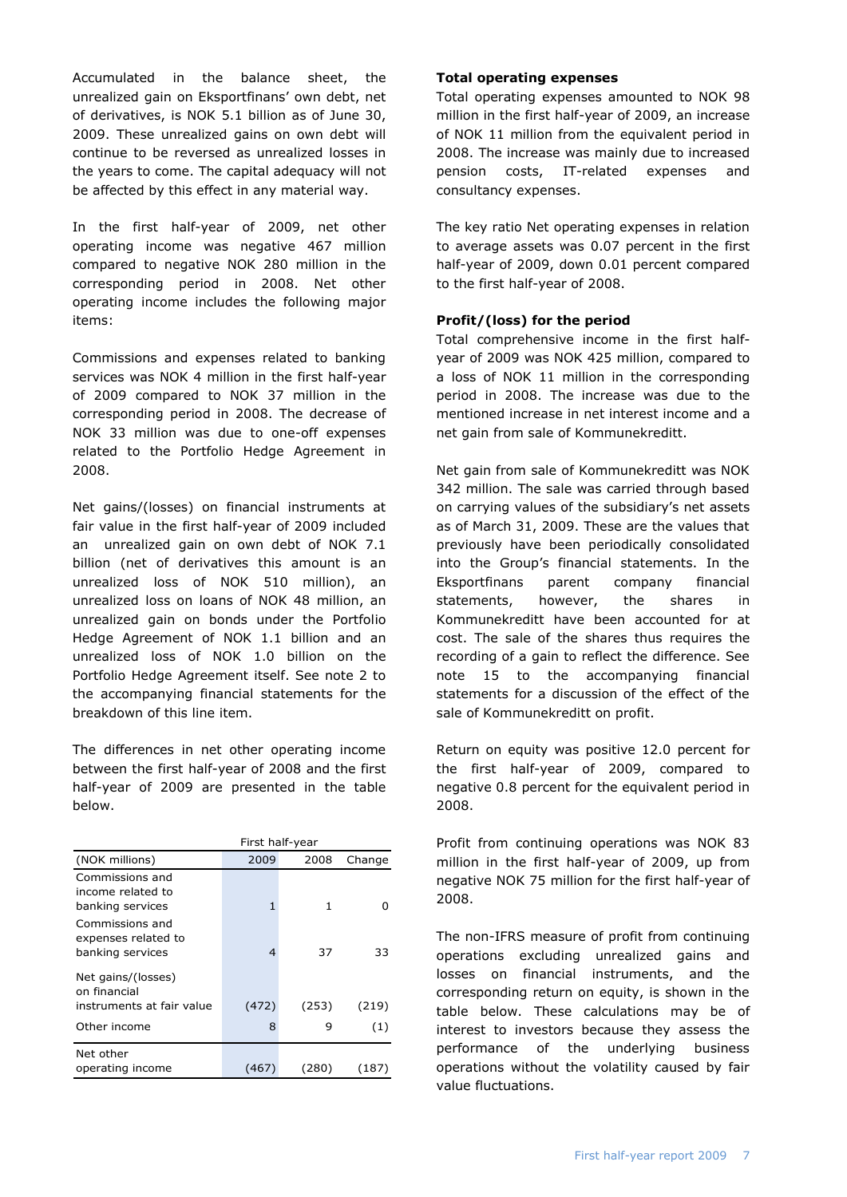Accumulated in the balance sheet, the unrealized gain on Eksportfinans' own debt, net of derivatives, is NOK 5.1 billion as of June 30, 2009. These unrealized gains on own debt will continue to be reversed as unrealized losses in the years to come. The capital adequacy will not be affected by this effect in any material way.

In the first half-year of 2009, net other operating income was negative 467 million compared to negative NOK 280 million in the corresponding period in 2008. Net other operating income includes the following major items:

Commissions and expenses related to banking services was NOK 4 million in the first half-year of 2009 compared to NOK 37 million in the corresponding period in 2008. The decrease of NOK 33 million was due to one-off expenses related to the Portfolio Hedge Agreement in 2008.

Net gains/(losses) on financial instruments at fair value in the first half-year of 2009 included an unrealized gain on own debt of NOK 7.1 billion (net of derivatives this amount is an unrealized loss of NOK 510 million), an unrealized loss on loans of NOK 48 million, an unrealized gain on bonds under the Portfolio Hedge Agreement of NOK 1.1 billion and an unrealized loss of NOK 1.0 billion on the Portfolio Hedge Agreement itself. See note 2 to the accompanying financial statements for the breakdown of this line item.

The differences in net other operating income between the first half-year of 2008 and the first half-year of 2009 are presented in the table below.

| | First half-year | | |
|---|---|---|---|
| (NOK millions) | 2009 | 2008 | Change |
| Commissions and income related to banking services | 1 | 1 | 0 |
| Commissions and expenses related to banking services | 4 | 37 | 33 |
| Net gains/(losses) on financial instruments at fair value | (472) | (253) | (219) |
| Other income | 8 | 9 | (1) |
| Net other operating income | (467) | (280) | (187) |

**Total operating expenses**

Total operating expenses amounted to NOK 98 million in the first half-year of 2009, an increase of NOK 11 million from the equivalent period in 2008. The increase was mainly due to increased pension costs, IT-related expenses and consultancy expenses.

The key ratio Net operating expenses in relation to average assets was 0.07 percent in the first half-year of 2009, down 0.01 percent compared to the first half-year of 2008.

**Profit/(loss) for the period**

Total comprehensive income in the first half-year of 2009 was NOK 425 million, compared to a loss of NOK 11 million in the corresponding period in 2008. The increase was due to the mentioned increase in net interest income and a net gain from sale of Kommunekreditt.

Net gain from sale of Kommunekreditt was NOK 342 million. The sale was carried through based on carrying values of the subsidiary's net assets as of March 31, 2009. These are the values that previously have been periodically consolidated into the Group's financial statements. In the Eksportfinans parent company financial statements, however, the shares in Kommunekreditt have been accounted for at cost. The sale of the shares thus requires the recording of a gain to reflect the difference. See note 15 to the accompanying financial statements for a discussion of the effect of the sale of Kommunekreditt on profit.

Return on equity was positive 12.0 percent for the first half-year of 2009, compared to negative 0.8 percent for the equivalent period in 2008.

Profit from continuing operations was NOK 83 million in the first half-year of 2009, up from negative NOK 75 million for the first half-year of 2008.

The non-IFRS measure of profit from continuing operations excluding unrealized gains and losses on financial instruments, and the corresponding return on equity, is shown in the table below. These calculations may be of interest to investors because they assess the performance of the underlying business operations without the volatility caused by fair value fluctuations.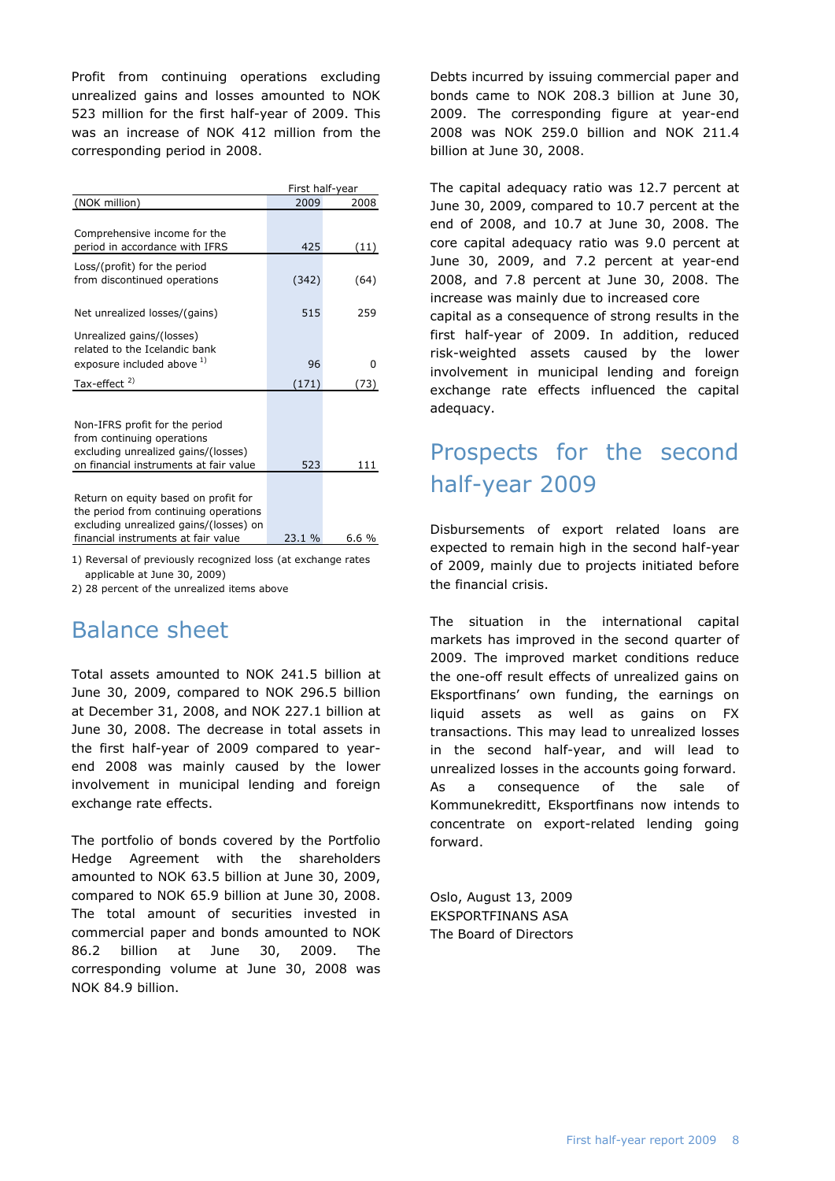Profit from continuing operations excluding unrealized gains and losses amounted to NOK 523 million for the first half-year of 2009. This was an increase of NOK 412 million from the corresponding period in 2008.

| | First half-year | |
|---|---|---|
| (NOK million) | 2009 | 2008 |
| Comprehensive income for the period in accordance with IFRS | 425 | (11) |
| Loss/(profit) for the period from discontinued operations | (342) | (64) |
| Net unrealized losses/(gains) | 515 | 259 |
| Unrealized gains/(losses) related to the Icelandic bank exposure included above [1] | 96 | 0 |
| Tax-effect [2] | (171) | (73) |
| Non-IFRS profit for the period from continuing operations excluding unrealized gains/(losses) on financial instruments at fair value | 523 | 111 |
| Return on equity based on profit for the period from continuing operations excluding unrealized gains/(losses) on financial instruments at fair value | 23.1 % | 6.6 % |

1) Reversal of previously recognized loss (at exchange rates applicable at June 30, 2009)
2) 28 percent of the unrealized items above

# Balance sheet

Total assets amounted to NOK 241.5 billion at June 30, 2009, compared to NOK 296.5 billion at December 31, 2008, and NOK 227.1 billion at June 30, 2008. The decrease in total assets in the first half-year of 2009 compared to year-end 2008 was mainly caused by the lower involvement in municipal lending and foreign exchange rate effects.

The portfolio of bonds covered by the Portfolio Hedge Agreement with the shareholders amounted to NOK 63.5 billion at June 30, 2009, compared to NOK 65.9 billion at June 30, 2008. The total amount of securities invested in commercial paper and bonds amounted to NOK 86.2 billion at June 30, 2009. The corresponding volume at June 30, 2008 was NOK 84.9 billion.

Debts incurred by issuing commercial paper and bonds came to NOK 208.3 billion at June 30, 2009. The corresponding figure at year-end 2008 was NOK 259.0 billion and NOK 211.4 billion at June 30, 2008.

The capital adequacy ratio was 12.7 percent at June 30, 2009, compared to 10.7 percent at the end of 2008, and 10.7 at June 30, 2008. The core capital adequacy ratio was 9.0 percent at June 30, 2009, and 7.2 percent at year-end 2008, and 7.8 percent at June 30, 2008. The increase was mainly due to increased core capital as a consequence of strong results in the first half-year of 2009. In addition, reduced risk-weighted assets caused by the lower involvement in municipal lending and foreign exchange rate effects influenced the capital adequacy.

# Prospects for the second half-year 2009

Disbursements of export related loans are expected to remain high in the second half-year of 2009, mainly due to projects initiated before the financial crisis.

The situation in the international capital markets has improved in the second quarter of 2009. The improved market conditions reduce the one-off result effects of unrealized gains on Eksportfinans' own funding, the earnings on liquid assets as well as gains on FX transactions. This may lead to unrealized losses in the second half-year, and will lead to unrealized losses in the accounts going forward. As a consequence of the sale of Kommunekreditt, Eksportfinans now intends to concentrate on export-related lending going forward.

Oslo, August 13, 2009
EKSPORTFINANS ASA
The Board of Directors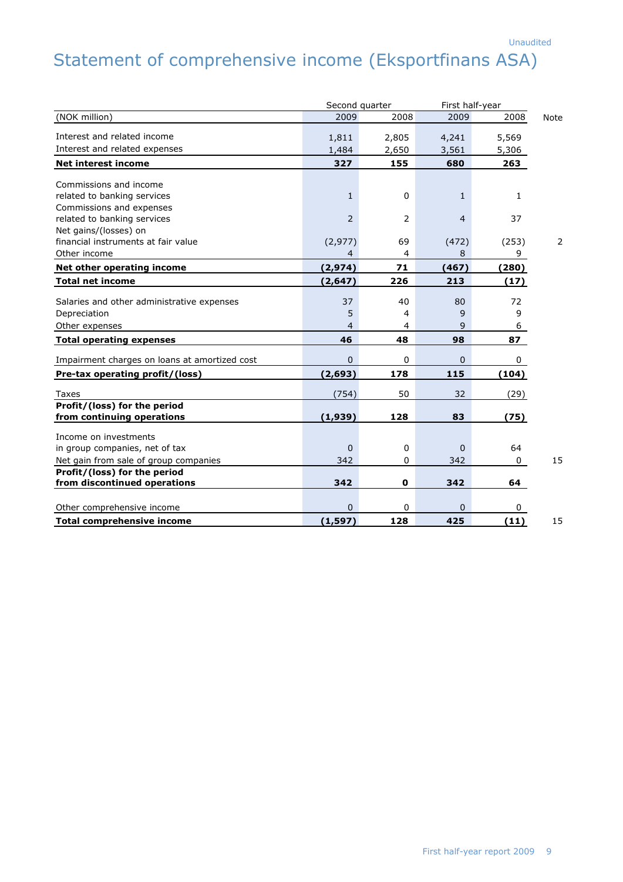Unaudited

# Statement of comprehensive income (Eksportfinans ASA)

| | Second quarter | | First half-year | | |
|---|---|---|---|---|---|
| (NOK million) | 2009 | 2008 | 2009 | 2008 | Note |
| Interest and related income | 1,811 | 2,805 | 4,241 | 5,569 | |
| Interest and related expenses | 1,484 | 2,650 | 3,561 | 5,306 | |
| **Net interest income** | **327** | **155** | **680** | **263** | |
| Commissions and income related to banking services | 1 | 0 | 1 | 1 | |
| Commissions and expenses related to banking services | 2 | 2 | 4 | 37 | |
| Net gains/(losses) on financial instruments at fair value | (2,977) | 69 | (472) | (253) | 2 |
| Other income | 4 | 4 | 8 | 9 | |
| **Net other operating income** | **(2,974)** | **71** | **(467)** | **(280)** | |
| **Total net income** | **(2,647)** | **226** | **213** | **(17)** | |
| Salaries and other administrative expenses | 37 | 40 | 80 | 72 | |
| Depreciation | 5 | 4 | 9 | 9 | |
| Other expenses | 4 | 4 | 9 | 6 | |
| **Total operating expenses** | **46** | **48** | **98** | **87** | |
| Impairment charges on loans at amortized cost | 0 | 0 | 0 | 0 | |
| **Pre-tax operating profit/(loss)** | **(2,693)** | **178** | **115** | **(104)** | |
| Taxes | (754) | 50 | 32 | (29) | |
| **Profit/(loss) for the period from continuing operations** | **(1,939)** | **128** | **83** | **(75)** | |
| Income on investments in group companies, net of tax | 0 | 0 | 0 | 64 | |
| Net gain from sale of group companies | 342 | 0 | 342 | 0 | 15 |
| **Profit/(loss) for the period from discontinued operations** | **342** | **0** | **342** | **64** | |
| Other comprehensive income | 0 | 0 | 0 | 0 | |
| **Total comprehensive income** | **(1,597)** | **128** | **425** | **(11)** | 15 |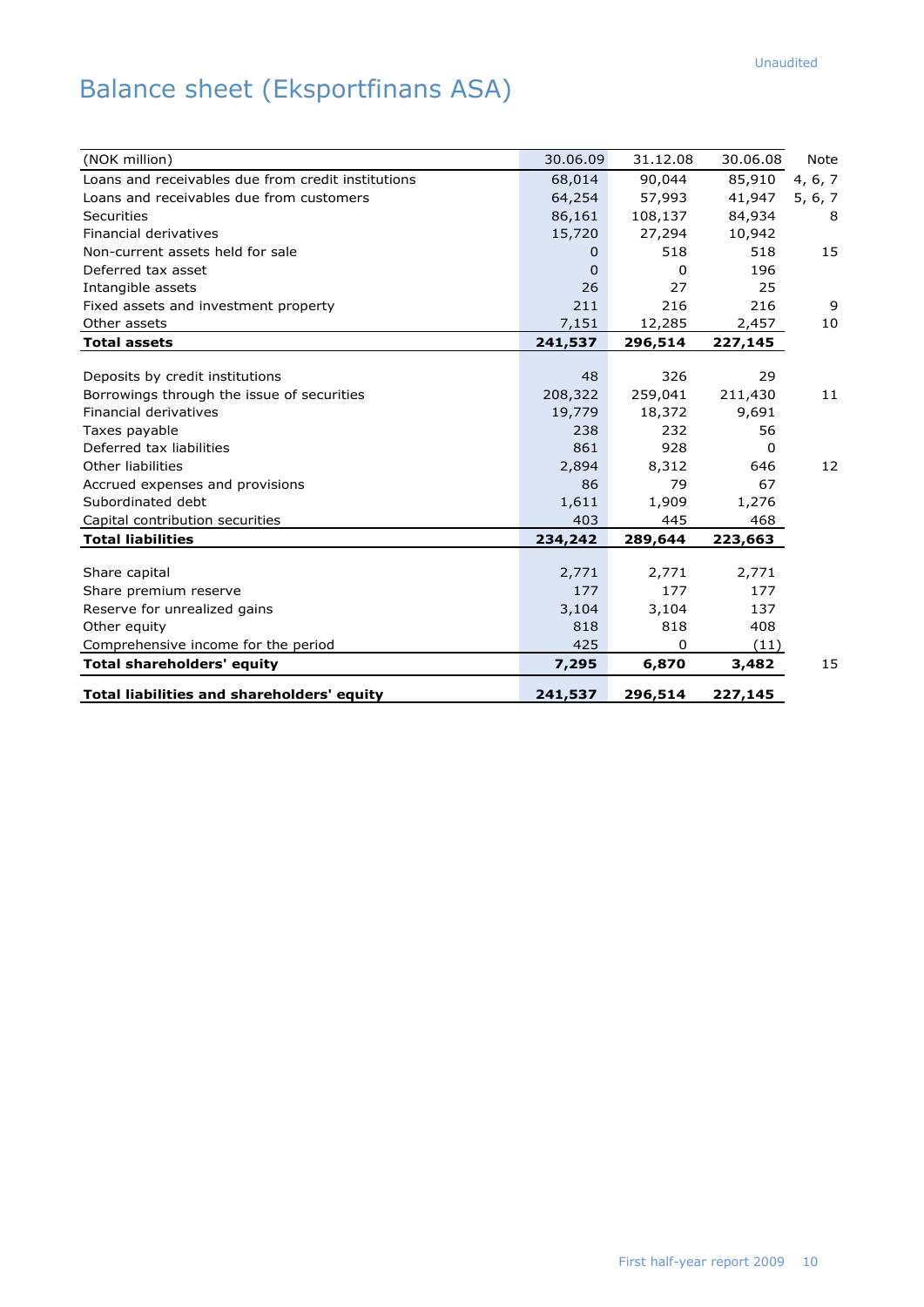Unaudited

# Balance sheet (Eksportfinans ASA)

| (NOK million) | 30.06.09 | 31.12.08 | 30.06.08 | Note |
|---|---|---|---|---|
| Loans and receivables due from credit institutions | 68,014 | 90,044 | 85,910 | 4, 6, 7 |
| Loans and receivables due from customers | 64,254 | 57,993 | 41,947 | 5, 6, 7 |
| Securities | 86,161 | 108,137 | 84,934 | 8 |
| Financial derivatives | 15,720 | 27,294 | 10,942 | |
| Non-current assets held for sale | 0 | 518 | 518 | 15 |
| Deferred tax asset | 0 | 0 | 196 | |
| Intangible assets | 26 | 27 | 25 | |
| Fixed assets and investment property | 211 | 216 | 216 | 9 |
| Other assets | 7,151 | 12,285 | 2,457 | 10 |
| **Total assets** | **241,537** | **296,514** | **227,145** | |
| | | | | |
| Deposits by credit institutions | 48 | 326 | 29 | |
| Borrowings through the issue of securities | 208,322 | 259,041 | 211,430 | 11 |
| Financial derivatives | 19,779 | 18,372 | 9,691 | |
| Taxes payable | 238 | 232 | 56 | |
| Deferred tax liabilities | 861 | 928 | 0 | |
| Other liabilities | 2,894 | 8,312 | 646 | 12 |
| Accrued expenses and provisions | 86 | 79 | 67 | |
| Subordinated debt | 1,611 | 1,909 | 1,276 | |
| Capital contribution securities | 403 | 445 | 468 | |
| **Total liabilities** | **234,242** | **289,644** | **223,663** | |
| | | | | |
| Share capital | 2,771 | 2,771 | 2,771 | |
| Share premium reserve | 177 | 177 | 177 | |
| Reserve for unrealized gains | 3,104 | 3,104 | 137 | |
| Other equity | 818 | 818 | 408 | |
| Comprehensive income for the period | 425 | 0 | (11) | |
| **Total shareholders' equity** | **7,295** | **6,870** | **3,482** | 15 |
| | | | | |
| **Total liabilities and shareholders' equity** | **241,537** | **296,514** | **227,145** | |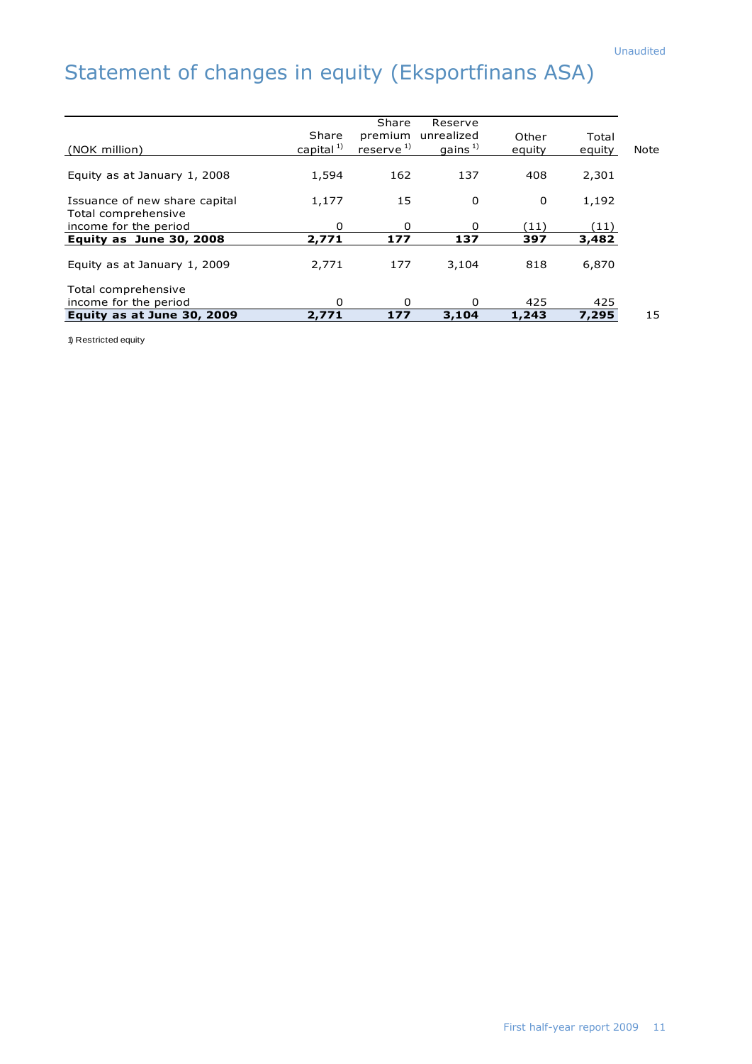# Statement of changes in equity (Eksportfinans ASA)

| (NOK million) | Share capital [1)] | Share premium reserve [1)] | Reserve unrealized gains [1)] | Other equity | Total equity | Note |
|---|---|---|---|---|---|---|
| Equity as at January 1, 2008 | 1,594 | 162 | 137 | 408 | 2,301 | |
| Issuance of new share capital | 1,177 | 15 | 0 | 0 | 1,192 | |
| Total comprehensive income for the period | 0 | 0 | 0 | (11) | (11) | |
| **Equity as June 30, 2008** | **2,771** | **177** | **137** | **397** | **3,482** | |
| Equity as at January 1, 2009 | 2,771 | 177 | 3,104 | 818 | 6,870 | |
| Total comprehensive income for the period | 0 | 0 | 0 | 425 | 425 | |
| **Equity as at June 30, 2009** | **2,771** | **177** | **3,104** | **1,243** | **7,295** | 15 |

1) Restricted equity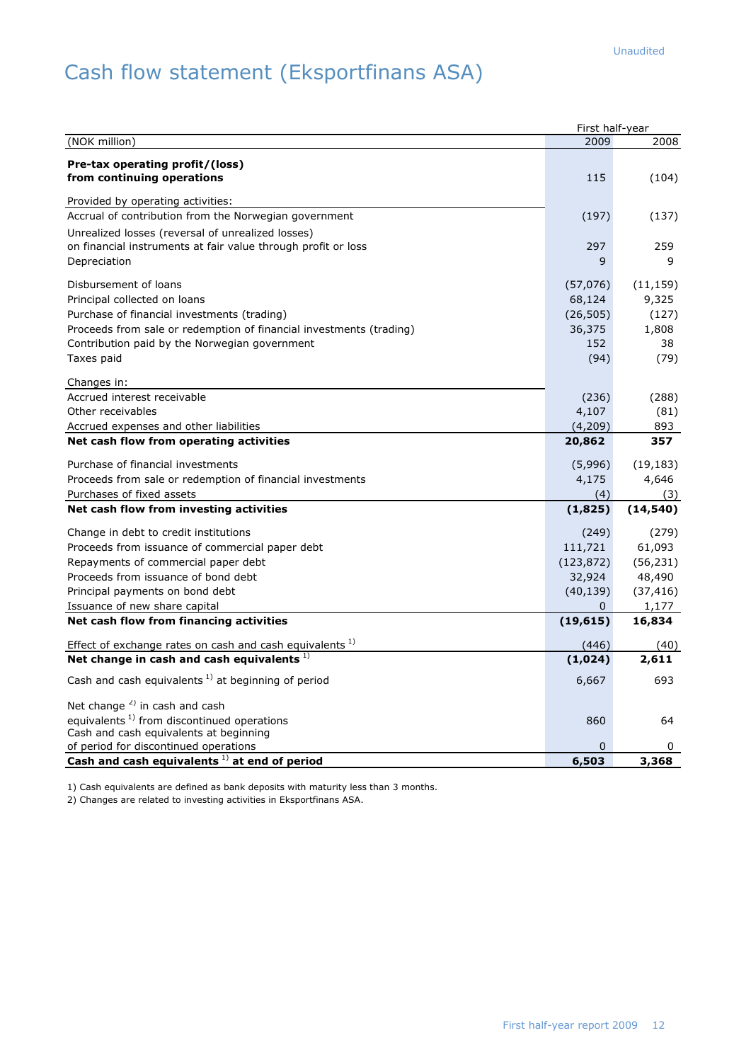Unaudited

# Cash flow statement (Eksportfinans ASA)

| (NOK million) | First half-year 2009 | 2008 |
|---|---|---|
| **Pre-tax operating profit/(loss) from continuing operations** | 115 | (104) |
| Provided by operating activities: | | |
| Accrual of contribution from the Norwegian government | (197) | (137) |
| Unrealized losses (reversal of unrealized losses) on financial instruments at fair value through profit or loss | 297 | 259 |
| Depreciation | 9 | 9 |
| Disbursement of loans | (57,076) | (11,159) |
| Principal collected on loans | 68,124 | 9,325 |
| Purchase of financial investments (trading) | (26,505) | (127) |
| Proceeds from sale or redemption of financial investments (trading) | 36,375 | 1,808 |
| Contribution paid by the Norwegian government | 152 | 38 |
| Taxes paid | (94) | (79) |
| Changes in: | | |
| Accrued interest receivable | (236) | (288) |
| Other receivables | 4,107 | (81) |
| Accrued expenses and other liabilities | (4,209) | 893 |
| **Net cash flow from operating activities** | **20,862** | **357** |
| Purchase of financial investments | (5,996) | (19,183) |
| Proceeds from sale or redemption of financial investments | 4,175 | 4,646 |
| Purchases of fixed assets | (4) | (3) |
| **Net cash flow from investing activities** | **(1,825)** | **(14,540)** |
| Change in debt to credit institutions | (249) | (279) |
| Proceeds from issuance of commercial paper debt | 111,721 | 61,093 |
| Repayments of commercial paper debt | (123,872) | (56,231) |
| Proceeds from issuance of bond debt | 32,924 | 48,490 |
| Principal payments on bond debt | (40,139) | (37,416) |
| Issuance of new share capital | 0 | 1,177 |
| **Net cash flow from financing activities** | **(19,615)** | **16,834** |
| Effect of exchange rates on cash and cash equivalents [1] | (446) | (40) |
| **Net change in cash and cash equivalents [1]** | **(1,024)** | **2,611** |
| Cash and cash equivalents [1] at beginning of period | 6,667 | 693 |
| Net change [2] in cash and cash equivalents [1] from discontinued operations | 860 | 64 |
| Cash and cash equivalents at beginning of period for discontinued operations | 0 | 0 |
| **Cash and cash equivalents [1] at end of period** | **6,503** | **3,368** |

1) Cash equivalents are defined as bank deposits with maturity less than 3 months.

2) Changes are related to investing activities in Eksportfinans ASA.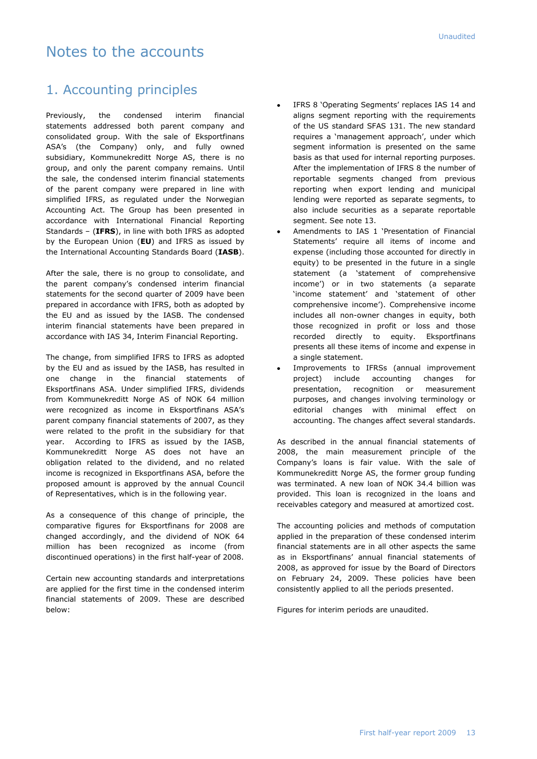# Notes to the accounts

## 1. Accounting principles

Previously, the condensed interim financial statements addressed both parent company and consolidated group. With the sale of Eksportfinans ASA's (the Company) only, and fully owned subsidiary, Kommunekreditt Norge AS, there is no group, and only the parent company remains. Until the sale, the condensed interim financial statements of the parent company were prepared in line with simplified IFRS, as regulated under the Norwegian Accounting Act. The Group has been presented in accordance with International Financial Reporting Standards – (**IFRS**), in line with both IFRS as adopted by the European Union (**EU**) and IFRS as issued by the International Accounting Standards Board (**IASB**).

After the sale, there is no group to consolidate, and the parent company's condensed interim financial statements for the second quarter of 2009 have been prepared in accordance with IFRS, both as adopted by the EU and as issued by the IASB. The condensed interim financial statements have been prepared in accordance with IAS 34, Interim Financial Reporting.

The change, from simplified IFRS to IFRS as adopted by the EU and as issued by the IASB, has resulted in one change in the financial statements of Eksportfinans ASA. Under simplified IFRS, dividends from Kommunekreditt Norge AS of NOK 64 million were recognized as income in Eksportfinans ASA's parent company financial statements of 2007, as they were related to the profit in the subsidiary for that year. According to IFRS as issued by the IASB, Kommunekreditt Norge AS does not have an obligation related to the dividend, and no related income is recognized in Eksportfinans ASA, before the proposed amount is approved by the annual Council of Representatives, which is in the following year.

As a consequence of this change of principle, the comparative figures for Eksportfinans for 2008 are changed accordingly, and the dividend of NOK 64 million has been recognized as income (from discontinued operations) in the first half-year of 2008.

Certain new accounting standards and interpretations are applied for the first time in the condensed interim financial statements of 2009. These are described below:

- IFRS 8 'Operating Segments' replaces IAS 14 and aligns segment reporting with the requirements of the US standard SFAS 131. The new standard requires a 'management approach', under which segment information is presented on the same basis as that used for internal reporting purposes. After the implementation of IFRS 8 the number of reportable segments changed from previous reporting when export lending and municipal lending were reported as separate segments, to also include securities as a separate reportable segment. See note 13.
- Amendments to IAS 1 'Presentation of Financial Statements' require all items of income and expense (including those accounted for directly in equity) to be presented in the future in a single statement (a 'statement of comprehensive income') or in two statements (a separate 'income statement' and 'statement of other comprehensive income'). Comprehensive income includes all non-owner changes in equity, both those recognized in profit or loss and those recorded directly to equity. Eksportfinans presents all these items of income and expense in a single statement.
- Improvements to IFRSs (annual improvement project) include accounting changes for presentation, recognition or measurement purposes, and changes involving terminology or editorial changes with minimal effect on accounting. The changes affect several standards.

As described in the annual financial statements of 2008, the main measurement principle of the Company's loans is fair value. With the sale of Kommunekreditt Norge AS, the former group funding was terminated. A new loan of NOK 34.4 billion was provided. This loan is recognized in the loans and receivables category and measured at amortized cost.

The accounting policies and methods of computation applied in the preparation of these condensed interim financial statements are in all other aspects the same as in Eksportfinans' annual financial statements of 2008, as approved for issue by the Board of Directors on February 24, 2009. These policies have been consistently applied to all the periods presented.

Figures for interim periods are unaudited.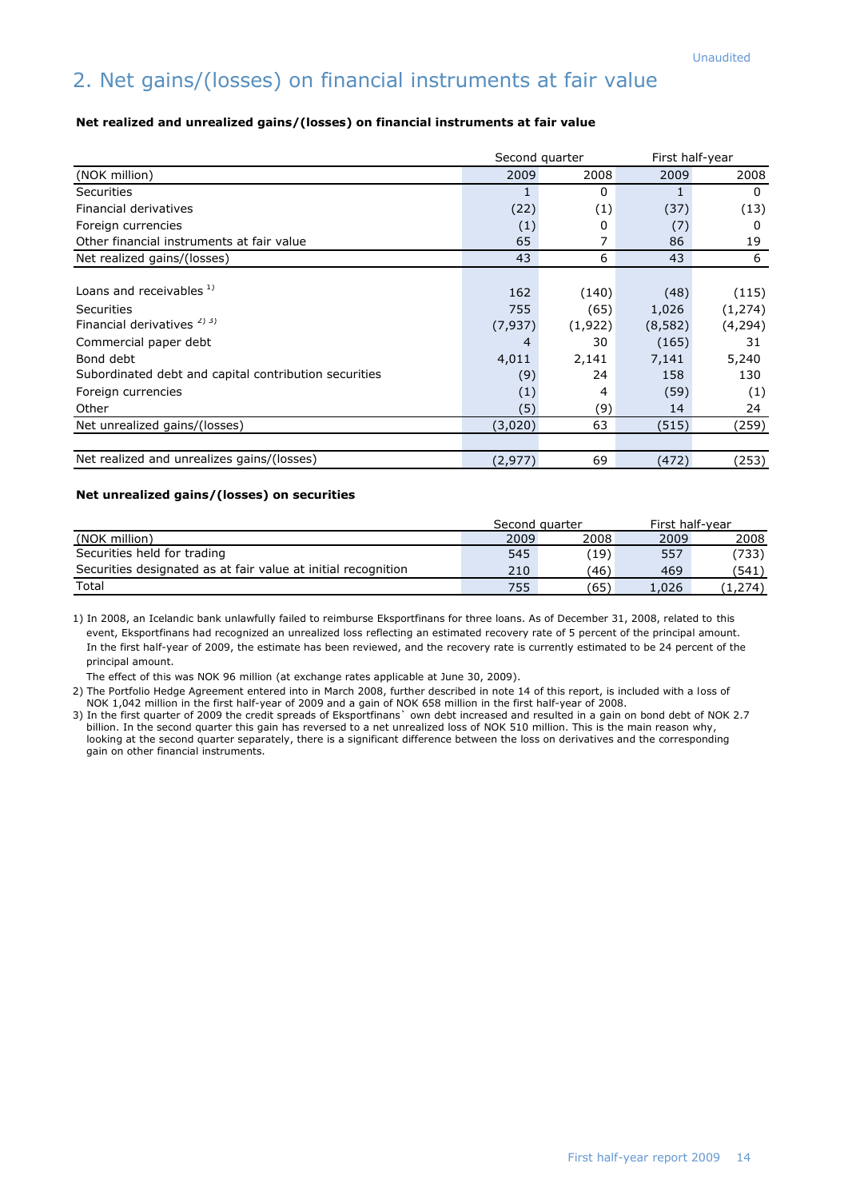Unaudited

# 2. Net gains/(losses) on financial instruments at fair value

**Net realized and unrealized gains/(losses) on financial instruments at fair value**

| | Second quarter | | First half-year | |
|---|---|---|---|---|
| (NOK million) | 2009 | 2008 | 2009 | 2008 |
| Securities | 1 | 0 | 1 | 0 |
| Financial derivatives | (22) | (1) | (37) | (13) |
| Foreign currencies | (1) | 0 | (7) | 0 |
| Other financial instruments at fair value | 65 | 7 | 86 | 19 |
| Net realized gains/(losses) | 43 | 6 | 43 | 6 |
| | | | | |
| Loans and receivables [1)] | 162 | (140) | (48) | (115) |
| Securities | 755 | (65) | 1,026 | (1,274) |
| Financial derivatives [2) 3)] | (7,937) | (1,922) | (8,582) | (4,294) |
| Commercial paper debt | 4 | 30 | (165) | 31 |
| Bond debt | 4,011 | 2,141 | 7,141 | 5,240 |
| Subordinated debt and capital contribution securities | (9) | 24 | 158 | 130 |
| Foreign currencies | (1) | 4 | (59) | (1) |
| Other | (5) | (9) | 14 | 24 |
| Net unrealized gains/(losses) | (3,020) | 63 | (515) | (259) |
| | | | | |
| Net realized and unrealizes gains/(losses) | (2,977) | 69 | (472) | (253) |

**Net unrealized gains/(losses) on securities**

| | Second quarter | | First half-year | |
|---|---|---|---|---|
| (NOK million) | 2009 | 2008 | 2009 | 2008 |
| Securities held for trading | 545 | (19) | 557 | (733) |
| Securities designated as at fair value at initial recognition | 210 | (46) | 469 | (541) |
| Total | 755 | (65) | 1,026 | (1,274) |

1) In 2008, an Icelandic bank unlawfully failed to reimburse Eksportfinans for three loans. As of December 31, 2008, related to this event, Eksportfinans had recognized an unrealized loss reflecting an estimated recovery rate of 5 percent of the principal amount. In the first half-year of 2009, the estimate has been reviewed, and the recovery rate is currently estimated to be 24 percent of the principal amount.

The effect of this was NOK 96 million (at exchange rates applicable at June 30, 2009).

2) The Portfolio Hedge Agreement entered into in March 2008, further described in note 14 of this report, is included with a loss of NOK 1,042 million in the first half-year of 2009 and a gain of NOK 658 million in the first half-year of 2008.

3) In the first quarter of 2009 the credit spreads of Eksportfinans` own debt increased and resulted in a gain on bond debt of NOK 2.7 billion. In the second quarter this gain has reversed to a net unrealized loss of NOK 510 million. This is the main reason why, looking at the second quarter separately, there is a significant difference between the loss on derivatives and the corresponding gain on other financial instruments.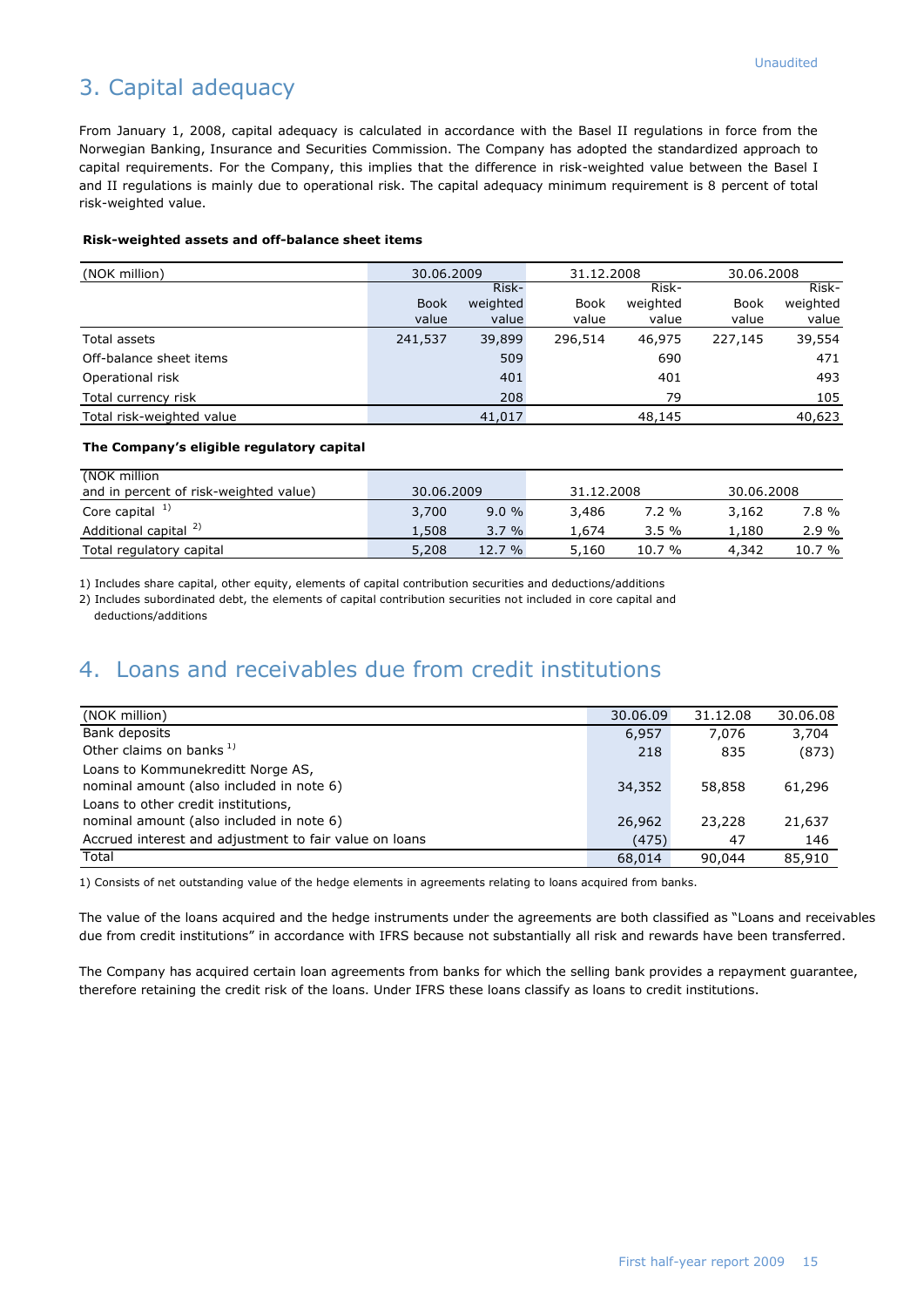Unaudited

## 3. Capital adequacy

From January 1, 2008, capital adequacy is calculated in accordance with the Basel II regulations in force from the Norwegian Banking, Insurance and Securities Commission. The Company has adopted the standardized approach to capital requirements. For the Company, this implies that the difference in risk-weighted value between the Basel I and II regulations is mainly due to operational risk. The capital adequacy minimum requirement is 8 percent of total risk-weighted value.

**Risk-weighted assets and off-balance sheet items**

| (NOK million) | 30.06.2009 | | 31.12.2008 | | 30.06.2008 | |
|---|---|---|---|---|---|---|
| | Book value | Risk-weighted value | Book value | Risk-weighted value | Book value | Risk-weighted value |
| Total assets | 241,537 | 39,899 | 296,514 | 46,975 | 227,145 | 39,554 |
| Off-balance sheet items | | 509 | | 690 | | 471 |
| Operational risk | | 401 | | 401 | | 493 |
| Total currency risk | | 208 | | 79 | | 105 |
| Total risk-weighted value | | 41,017 | | 48,145 | | 40,623 |

**The Company's eligible regulatory capital**

| (NOK million and in percent of risk-weighted value) | 30.06.2009 | | 31.12.2008 | | 30.06.2008 | |
|---|---|---|---|---|---|---|
| Core capital [1] | 3,700 | 9.0 % | 3,486 | 7.2 % | 3,162 | 7.8 % |
| Additional capital [2] | 1,508 | 3.7 % | 1,674 | 3.5 % | 1,180 | 2.9 % |
| Total regulatory capital | 5,208 | 12.7 % | 5,160 | 10.7 % | 4,342 | 10.7 % |

1) Includes share capital, other equity, elements of capital contribution securities and deductions/additions

2) Includes subordinated debt, the elements of capital contribution securities not included in core capital and deductions/additions

## 4. Loans and receivables due from credit institutions

| (NOK million) | 30.06.09 | 31.12.08 | 30.06.08 |
|---|---|---|---|
| Bank deposits | 6,957 | 7,076 | 3,704 |
| Other claims on banks [1] | 218 | 835 | (873) |
| Loans to Kommunekreditt Norge AS, nominal amount (also included in note 6) | 34,352 | 58,858 | 61,296 |
| Loans to other credit institutions, nominal amount (also included in note 6) | 26,962 | 23,228 | 21,637 |
| Accrued interest and adjustment to fair value on loans | (475) | 47 | 146 |
| Total | 68,014 | 90,044 | 85,910 |

1) Consists of net outstanding value of the hedge elements in agreements relating to loans acquired from banks.

The value of the loans acquired and the hedge instruments under the agreements are both classified as "Loans and receivables due from credit institutions" in accordance with IFRS because not substantially all risk and rewards have been transferred.

The Company has acquired certain loan agreements from banks for which the selling bank provides a repayment guarantee, therefore retaining the credit risk of the loans. Under IFRS these loans classify as loans to credit institutions.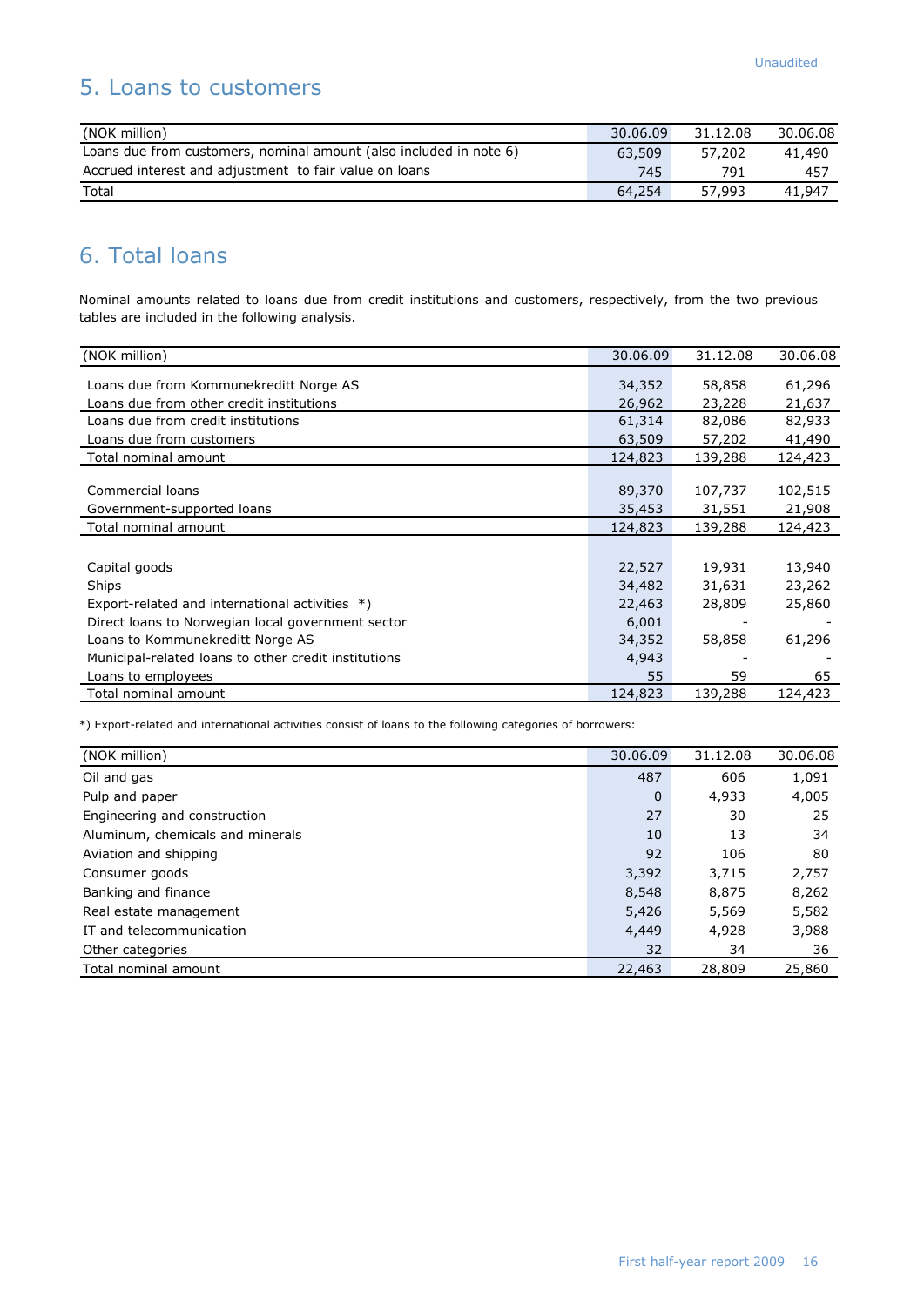Unaudited

## 5. Loans to customers

| (NOK million) | 30.06.09 | 31.12.08 | 30.06.08 |
|---|---|---|---|
| Loans due from customers, nominal amount (also included in note 6) | 63,509 | 57,202 | 41,490 |
| Accrued interest and adjustment to fair value on loans | 745 | 791 | 457 |
| Total | 64,254 | 57,993 | 41,947 |

## 6. Total loans

Nominal amounts related to loans due from credit institutions and customers, respectively, from the two previous tables are included in the following analysis.

| (NOK million) | 30.06.09 | 31.12.08 | 30.06.08 |
|---|---|---|---|
| Loans due from Kommunekreditt Norge AS | 34,352 | 58,858 | 61,296 |
| Loans due from other credit institutions | 26,962 | 23,228 | 21,637 |
| Loans due from credit institutions | 61,314 | 82,086 | 82,933 |
| Loans due from customers | 63,509 | 57,202 | 41,490 |
| Total nominal amount | 124,823 | 139,288 | 124,423 |
| | | | |
| Commercial loans | 89,370 | 107,737 | 102,515 |
| Government-supported loans | 35,453 | 31,551 | 21,908 |
| Total nominal amount | 124,823 | 139,288 | 124,423 |
| | | | |
| Capital goods | 22,527 | 19,931 | 13,940 |
| Ships | 34,482 | 31,631 | 23,262 |
| Export-related and international activities *) | 22,463 | 28,809 | 25,860 |
| Direct loans to Norwegian local government sector | 6,001 | - | - |
| Loans to Kommunekreditt Norge AS | 34,352 | 58,858 | 61,296 |
| Municipal-related loans to other credit institutions | 4,943 | - | - |
| Loans to employees | 55 | 59 | 65 |
| Total nominal amount | 124,823 | 139,288 | 124,423 |

*) Export-related and international activities consist of loans to the following categories of borrowers:

| (NOK million) | 30.06.09 | 31.12.08 | 30.06.08 |
|---|---|---|---|
| Oil and gas | 487 | 606 | 1,091 |
| Pulp and paper | 0 | 4,933 | 4,005 |
| Engineering and construction | 27 | 30 | 25 |
| Aluminum, chemicals and minerals | 10 | 13 | 34 |
| Aviation and shipping | 92 | 106 | 80 |
| Consumer goods | 3,392 | 3,715 | 2,757 |
| Banking and finance | 8,548 | 8,875 | 8,262 |
| Real estate management | 5,426 | 5,569 | 5,582 |
| IT and telecommunication | 4,449 | 4,928 | 3,988 |
| Other categories | 32 | 34 | 36 |
| Total nominal amount | 22,463 | 28,809 | 25,860 |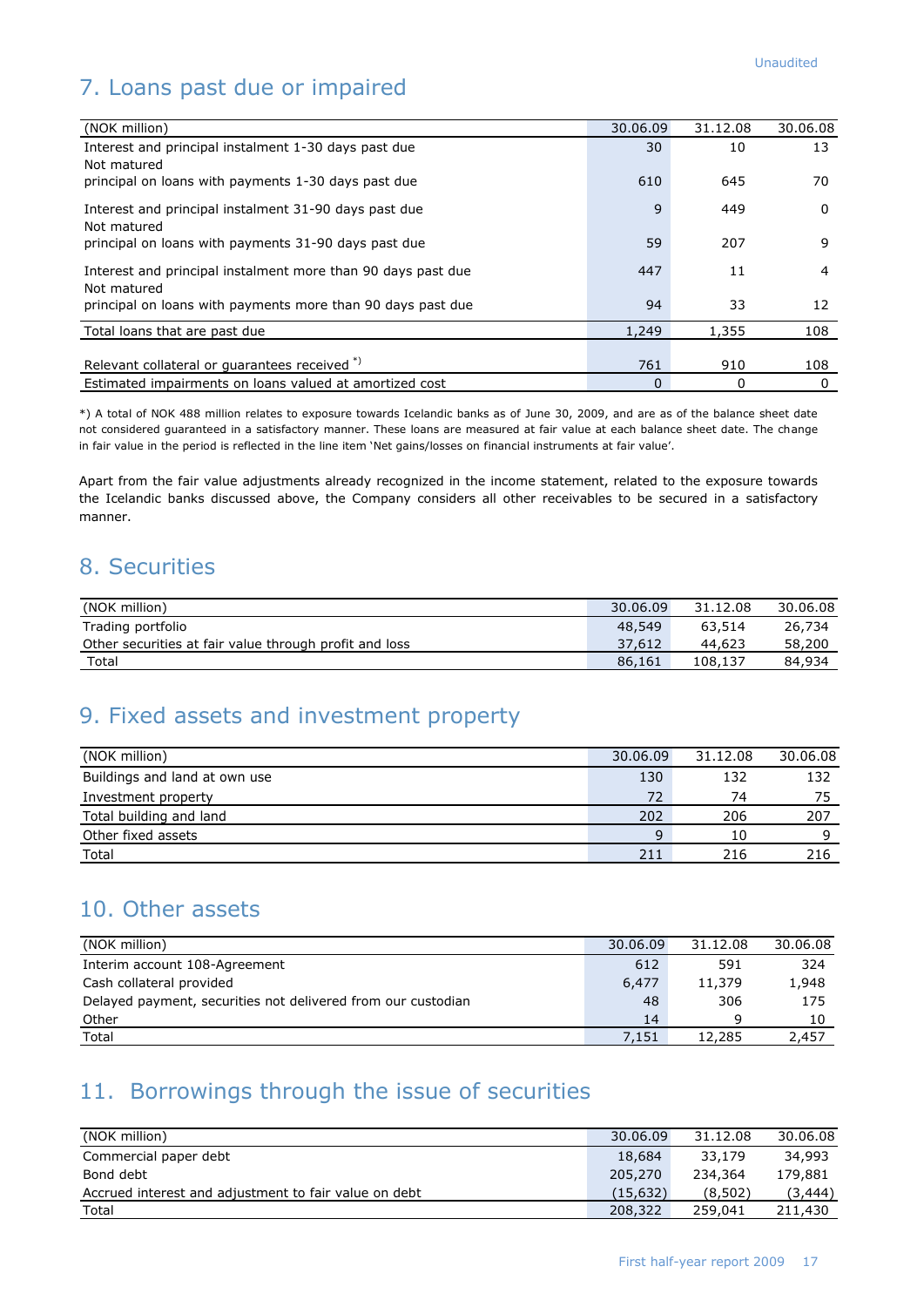Unaudited

# 7. Loans past due or impaired

| (NOK million) | 30.06.09 | 31.12.08 | 30.06.08 |
|---|---|---|---|
| Interest and principal instalment 1-30 days past due | 30 | 10 | 13 |
| Not matured principal on loans with payments 1-30 days past due | 610 | 645 | 70 |
| Interest and principal instalment 31-90 days past due | 9 | 449 | 0 |
| Not matured principal on loans with payments 31-90 days past due | 59 | 207 | 9 |
| Interest and principal instalment more than 90 days past due | 447 | 11 | 4 |
| Not matured principal on loans with payments more than 90 days past due | 94 | 33 | 12 |
| Total loans that are past due | 1,249 | 1,355 | 108 |
| Relevant collateral or guarantees received *) | 761 | 910 | 108 |
| Estimated impairments on loans valued at amortized cost | 0 | 0 | 0 |

*) A total of NOK 488 million relates to exposure towards Icelandic banks as of June 30, 2009, and are as of the balance sheet date not considered guaranteed in a satisfactory manner. These loans are measured at fair value at each balance sheet date. The change in fair value in the period is reflected in the line item 'Net gains/losses on financial instruments at fair value'.

Apart from the fair value adjustments already recognized in the income statement, related to the exposure towards the Icelandic banks discussed above, the Company considers all other receivables to be secured in a satisfactory manner.

# 8. Securities

| (NOK million) | 30.06.09 | 31.12.08 | 30.06.08 |
|---|---|---|---|
| Trading portfolio | 48,549 | 63,514 | 26,734 |
| Other securities at fair value through profit and loss | 37,612 | 44,623 | 58,200 |
| Total | 86,161 | 108,137 | 84,934 |

# 9. Fixed assets and investment property

| (NOK million) | 30.06.09 | 31.12.08 | 30.06.08 |
|---|---|---|---|
| Buildings and land at own use | 130 | 132 | 132 |
| Investment property | 72 | 74 | 75 |
| Total building and land | 202 | 206 | 207 |
| Other fixed assets | 9 | 10 | 9 |
| Total | 211 | 216 | 216 |

# 10. Other assets

| (NOK million) | 30.06.09 | 31.12.08 | 30.06.08 |
|---|---|---|---|
| Interim account 108-Agreement | 612 | 591 | 324 |
| Cash collateral provided | 6,477 | 11,379 | 1,948 |
| Delayed payment, securities not delivered from our custodian | 48 | 306 | 175 |
| Other | 14 | 9 | 10 |
| Total | 7,151 | 12,285 | 2,457 |

# 11. Borrowings through the issue of securities

| (NOK million) | 30.06.09 | 31.12.08 | 30.06.08 |
|---|---|---|---|
| Commercial paper debt | 18,684 | 33,179 | 34,993 |
| Bond debt | 205,270 | 234,364 | 179,881 |
| Accrued interest and adjustment to fair value on debt | (15,632) | (8,502) | (3,444) |
| Total | 208,322 | 259,041 | 211,430 |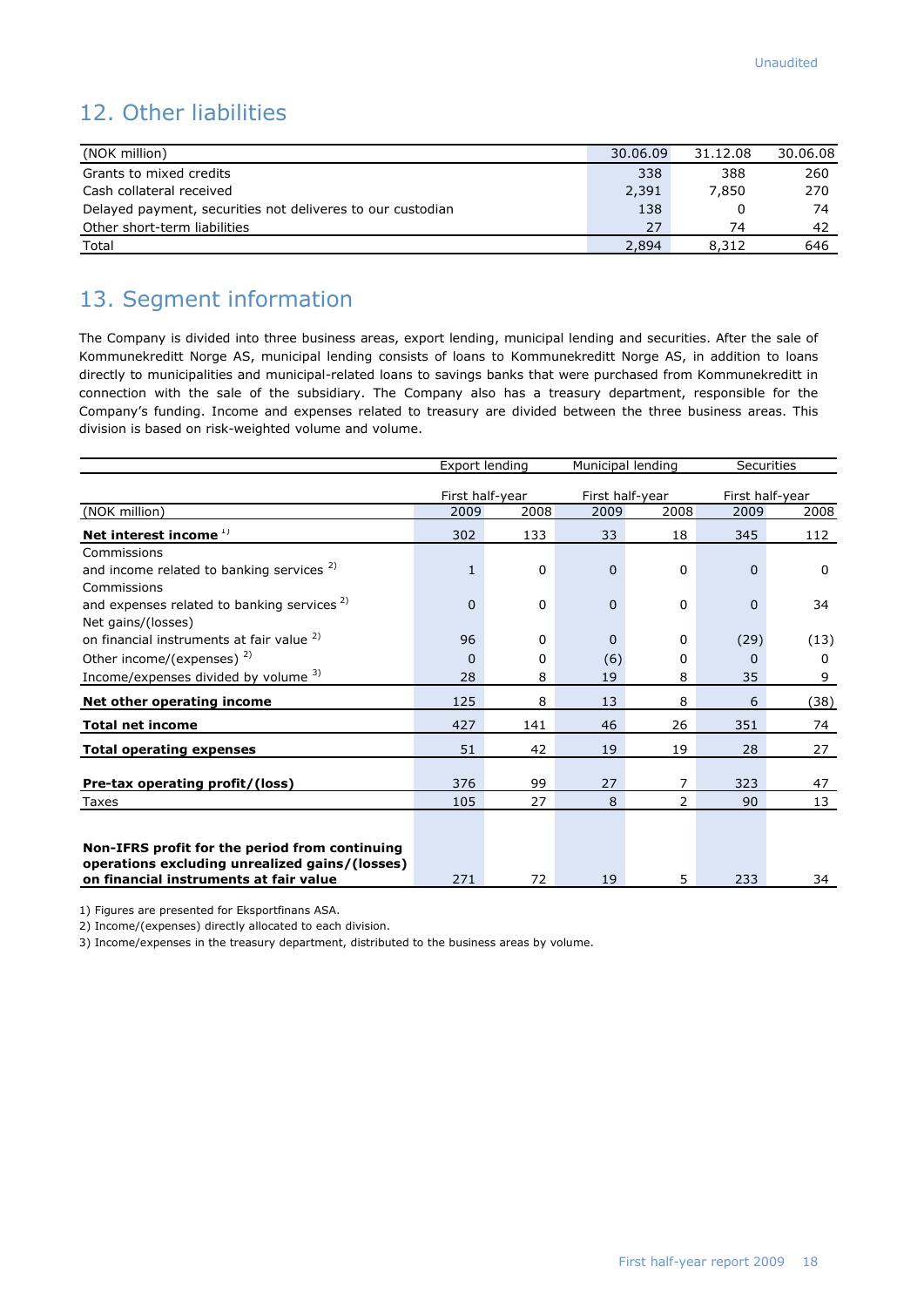Unaudited

## 12. Other liabilities

| (NOK million) | 30.06.09 | 31.12.08 | 30.06.08 |
|---|---|---|---|
| Grants to mixed credits | 338 | 388 | 260 |
| Cash collateral received | 2,391 | 7,850 | 270 |
| Delayed payment, securities not deliveres to our custodian | 138 | 0 | 74 |
| Other short-term liabilities | 27 | 74 | 42 |
| Total | 2,894 | 8,312 | 646 |

## 13. Segment information

The Company is divided into three business areas, export lending, municipal lending and securities. After the sale of Kommunekreditt Norge AS, municipal lending consists of loans to Kommunekreditt Norge AS, in addition to loans directly to municipalities and municipal-related loans to savings banks that were purchased from Kommunekreditt in connection with the sale of the subsidiary. The Company also has a treasury department, responsible for the Company's funding. Income and expenses related to treasury are divided between the three business areas. This division is based on risk-weighted volume and volume.

| | Export lending | | Municipal lending | | Securities | |
|---|---|---|---|---|---|---|
| | First half-year | | First half-year | | First half-year | |
| (NOK million) | 2009 | 2008 | 2009 | 2008 | 2009 | 2008 |
| **Net interest income** [1] | 302 | 133 | 33 | 18 | 345 | 112 |
| Commissions and income related to banking services [2] | 1 | 0 | 0 | 0 | 0 | 0 |
| Commissions and expenses related to banking services [2] | 0 | 0 | 0 | 0 | 0 | 34 |
| Net gains/(losses) on financial instruments at fair value [2] | 96 | 0 | 0 | 0 | (29) | (13) |
| Other income/(expenses) [2] | 0 | 0 | (6) | 0 | 0 | 0 |
| Income/expenses divided by volume [3] | 28 | 8 | 19 | 8 | 35 | 9 |
| **Net other operating income** | 125 | 8 | 13 | 8 | 6 | (38) |
| **Total net income** | 427 | 141 | 46 | 26 | 351 | 74 |
| **Total operating expenses** | 51 | 42 | 19 | 19 | 28 | 27 |
| **Pre-tax operating profit/(loss)** | 376 | 99 | 27 | 7 | 323 | 47 |
| Taxes | 105 | 27 | 8 | 2 | 90 | 13 |
| **Non-IFRS profit for the period from continuing operations excluding unrealized gains/(losses) on financial instruments at fair value** | 271 | 72 | 19 | 5 | 233 | 34 |

1) Figures are presented for Eksportfinans ASA.
2) Income/(expenses) directly allocated to each division.
3) Income/expenses in the treasury department, distributed to the business areas by volume.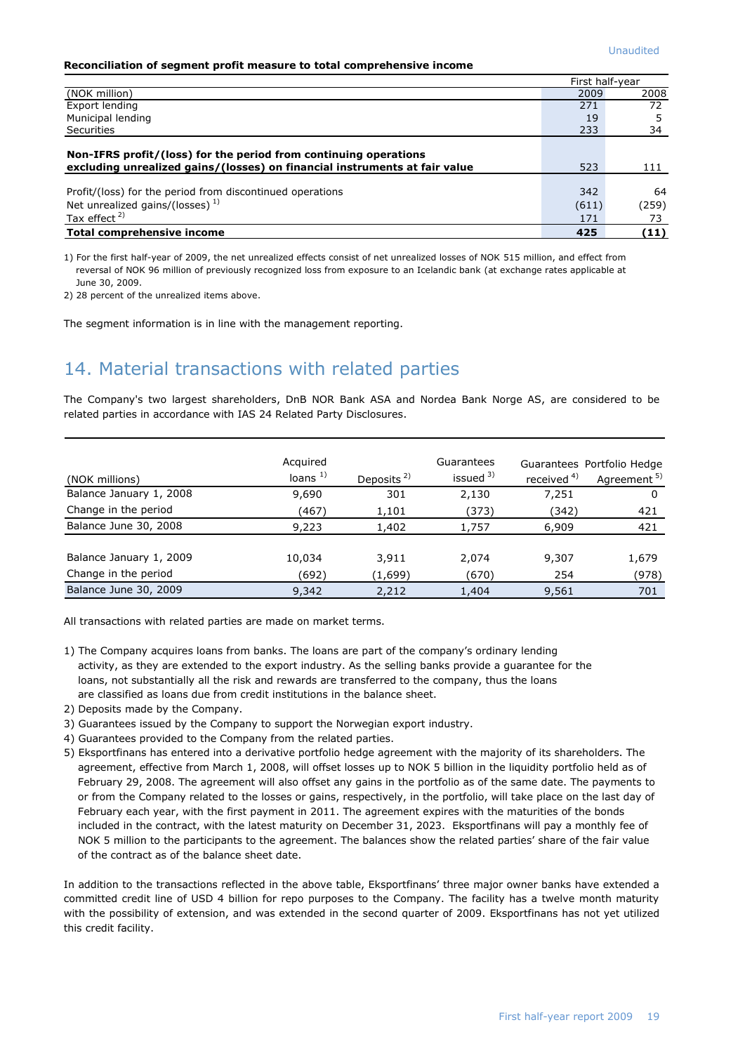Unaudited

**Reconciliation of segment profit measure to total comprehensive income**

| (NOK million) | First half-year 2009 | 2008 |
|---|---|---|
| Export lending | 271 | 72 |
| Municipal lending | 19 | 5 |
| Securities | 233 | 34 |
| **Non-IFRS profit/(loss) for the period from continuing operations excluding unrealized gains/(losses) on financial instruments at fair value** | 523 | 111 |
| Profit/(loss) for the period from discontinued operations | 342 | 64 |
| Net unrealized gains/(losses) [1] | (611) | (259) |
| Tax effect [2] | 171 | 73 |
| **Total comprehensive income** | **425** | **(11)** |

1) For the first half-year of 2009, the net unrealized effects consist of net unrealized losses of NOK 515 million, and effect from reversal of NOK 96 million of previously recognized loss from exposure to an Icelandic bank (at exchange rates applicable at June 30, 2009.

2) 28 percent of the unrealized items above.

The segment information is in line with the management reporting.

# 14. Material transactions with related parties

The Company's two largest shareholders, DnB NOR Bank ASA and Nordea Bank Norge AS, are considered to be related parties in accordance with IAS 24 Related Party Disclosures.

| (NOK millions) | Acquired loans [1] | Deposits [2] | Guarantees issued [3] | Guarantees received [4] | Portfolio Hedge Agreement [5] |
|---|---|---|---|---|---|
| Balance January 1, 2008 | 9,690 | 301 | 2,130 | 7,251 | 0 |
| Change in the period | (467) | 1,101 | (373) | (342) | 421 |
| Balance June 30, 2008 | 9,223 | 1,402 | 1,757 | 6,909 | 421 |
| | | | | | |
| Balance January 1, 2009 | 10,034 | 3,911 | 2,074 | 9,307 | 1,679 |
| Change in the period | (692) | (1,699) | (670) | 254 | (978) |
| Balance June 30, 2009 | 9,342 | 2,212 | 1,404 | 9,561 | 701 |

All transactions with related parties are made on market terms.

1) The Company acquires loans from banks. The loans are part of the company's ordinary lending activity, as they are extended to the export industry. As the selling banks provide a guarantee for the loans, not substantially all the risk and rewards are transferred to the company, thus the loans are classified as loans due from credit institutions in the balance sheet.
2) Deposits made by the Company.
3) Guarantees issued by the Company to support the Norwegian export industry.
4) Guarantees provided to the Company from the related parties.
5) Eksportfinans has entered into a derivative portfolio hedge agreement with the majority of its shareholders. The agreement, effective from March 1, 2008, will offset losses up to NOK 5 billion in the liquidity portfolio held as of February 29, 2008. The agreement will also offset any gains in the portfolio as of the same date. The payments to or from the Company related to the losses or gains, respectively, in the portfolio, will take place on the last day of February each year, with the first payment in 2011. The agreement expires with the maturities of the bonds included in the contract, with the latest maturity on December 31, 2023. Eksportfinans will pay a monthly fee of NOK 5 million to the participants to the agreement. The balances show the related parties' share of the fair value of the contract as of the balance sheet date.

In addition to the transactions reflected in the above table, Eksportfinans' three major owner banks have extended a committed credit line of USD 4 billion for repo purposes to the Company. The facility has a twelve month maturity with the possibility of extension, and was extended in the second quarter of 2009. Eksportfinans has not yet utilized this credit facility.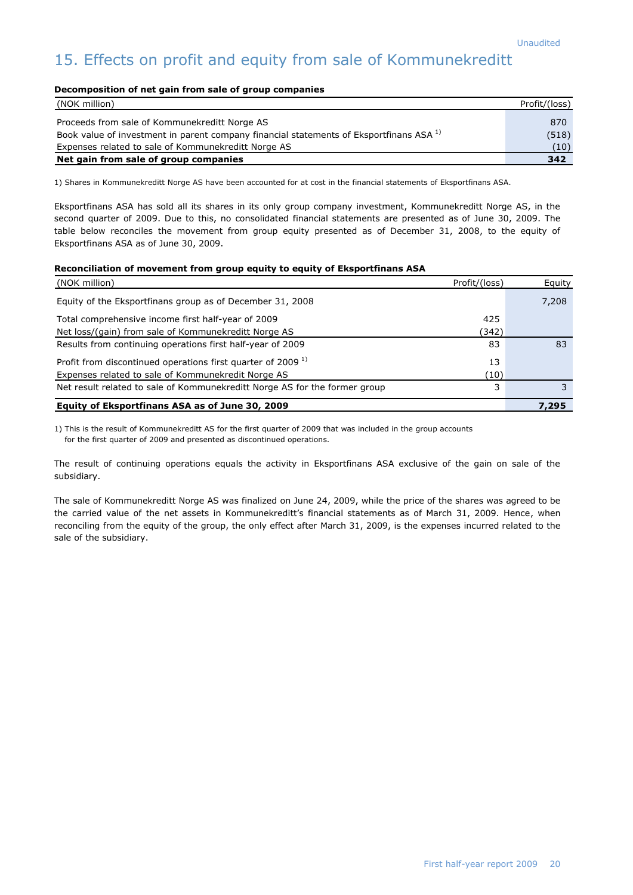Unaudited

# 15. Effects on profit and equity from sale of Kommunekreditt

**Decomposition of net gain from sale of group companies**

| (NOK million) | Profit/(loss) |
|---|---|
| Proceeds from sale of Kommunekreditt Norge AS | 870 |
| Book value of investment in parent company financial statements of Eksportfinans ASA [1] | (518) |
| Expenses related to sale of Kommunekreditt Norge AS | (10) |
| **Net gain from sale of group companies** | **342** |

1) Shares in Kommunekreditt Norge AS have been accounted for at cost in the financial statements of Eksportfinans ASA.

Eksportfinans ASA has sold all its shares in its only group company investment, Kommunekreditt Norge AS, in the second quarter of 2009. Due to this, no consolidated financial statements are presented as of June 30, 2009. The table below reconciles the movement from group equity presented as of December 31, 2008, to the equity of Eksportfinans ASA as of June 30, 2009.

**Reconciliation of movement from group equity to equity of Eksportfinans ASA**

| (NOK million) | Profit/(loss) | Equity |
|---|---|---|
| Equity of the Eksportfinans group as of December 31, 2008 | | 7,208 |
| Total comprehensive income first half-year of 2009 | 425 | |
| Net loss/(gain) from sale of Kommunekreditt Norge AS | (342) | |
| Results from continuing operations first half-year of 2009 | 83 | 83 |
| Profit from discontinued operations first quarter of 2009 [1] | 13 | |
| Expenses related to sale of Kommunekredit Norge AS | (10) | |
| Net result related to sale of Kommunekreditt Norge AS for the former group | 3 | 3 |
| **Equity of Eksportfinans ASA as of June 30, 2009** | | **7,295** |

1) This is the result of Kommunekreditt AS for the first quarter of 2009 that was included in the group accounts for the first quarter of 2009 and presented as discontinued operations.

The result of continuing operations equals the activity in Eksportfinans ASA exclusive of the gain on sale of the subsidiary.

The sale of Kommunekreditt Norge AS was finalized on June 24, 2009, while the price of the shares was agreed to be the carried value of the net assets in Kommunekreditt's financial statements as of March 31, 2009. Hence, when reconciling from the equity of the group, the only effect after March 31, 2009, is the expenses incurred related to the sale of the subsidiary.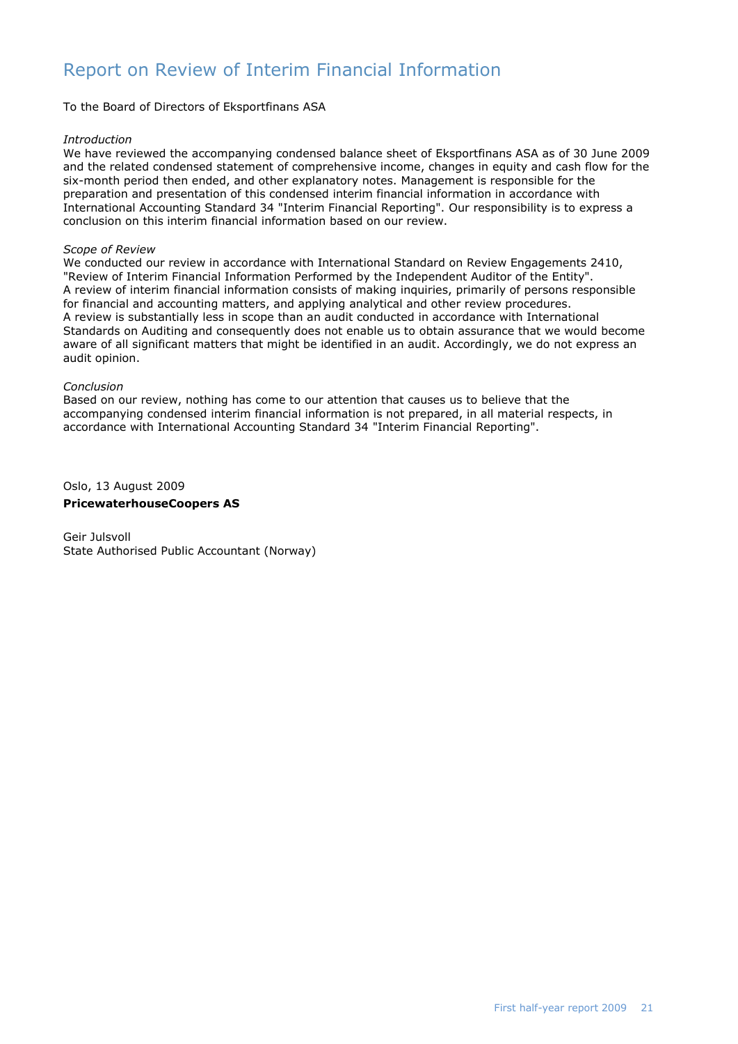# Report on Review of Interim Financial Information

To the Board of Directors of Eksportfinans ASA

*Introduction*

We have reviewed the accompanying condensed balance sheet of Eksportfinans ASA as of 30 June 2009 and the related condensed statement of comprehensive income, changes in equity and cash flow for the six-month period then ended, and other explanatory notes. Management is responsible for the preparation and presentation of this condensed interim financial information in accordance with International Accounting Standard 34 "Interim Financial Reporting". Our responsibility is to express a conclusion on this interim financial information based on our review.

*Scope of Review*

We conducted our review in accordance with International Standard on Review Engagements 2410, "Review of Interim Financial Information Performed by the Independent Auditor of the Entity". A review of interim financial information consists of making inquiries, primarily of persons responsible for financial and accounting matters, and applying analytical and other review procedures. A review is substantially less in scope than an audit conducted in accordance with International Standards on Auditing and consequently does not enable us to obtain assurance that we would become aware of all significant matters that might be identified in an audit. Accordingly, we do not express an audit opinion.

*Conclusion*

Based on our review, nothing has come to our attention that causes us to believe that the accompanying condensed interim financial information is not prepared, in all material respects, in accordance with International Accounting Standard 34 "Interim Financial Reporting".

Oslo, 13 August 2009

**PricewaterhouseCoopers AS**

Geir Julsvoll
State Authorised Public Accountant (Norway)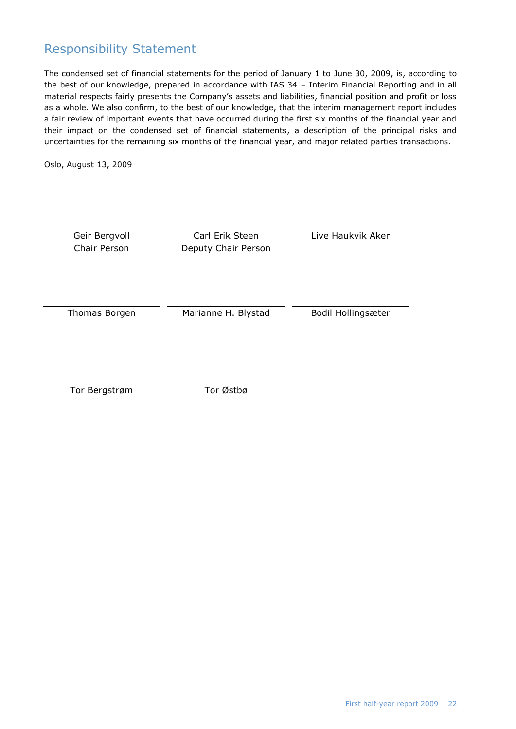# Responsibility Statement

The condensed set of financial statements for the period of January 1 to June 30, 2009, is, according to the best of our knowledge, prepared in accordance with IAS 34 – Interim Financial Reporting and in all material respects fairly presents the Company's assets and liabilities, financial position and profit or loss as a whole. We also confirm, to the best of our knowledge, that the interim management report includes a fair review of important events that have occurred during the first six months of the financial year and their impact on the condensed set of financial statements, a description of the principal risks and uncertainties for the remaining six months of the financial year, and major related parties transactions.

Oslo, August 13, 2009

| | | |
|---|---|---|
| Geir Bergvoll<br>Chair Person | Carl Erik Steen<br>Deputy Chair Person | Live Haukvik Aker |
| Thomas Borgen | Marianne H. Blystad | Bodil Hollingsæter |
| Tor Bergstrøm | Tor Østbø | |